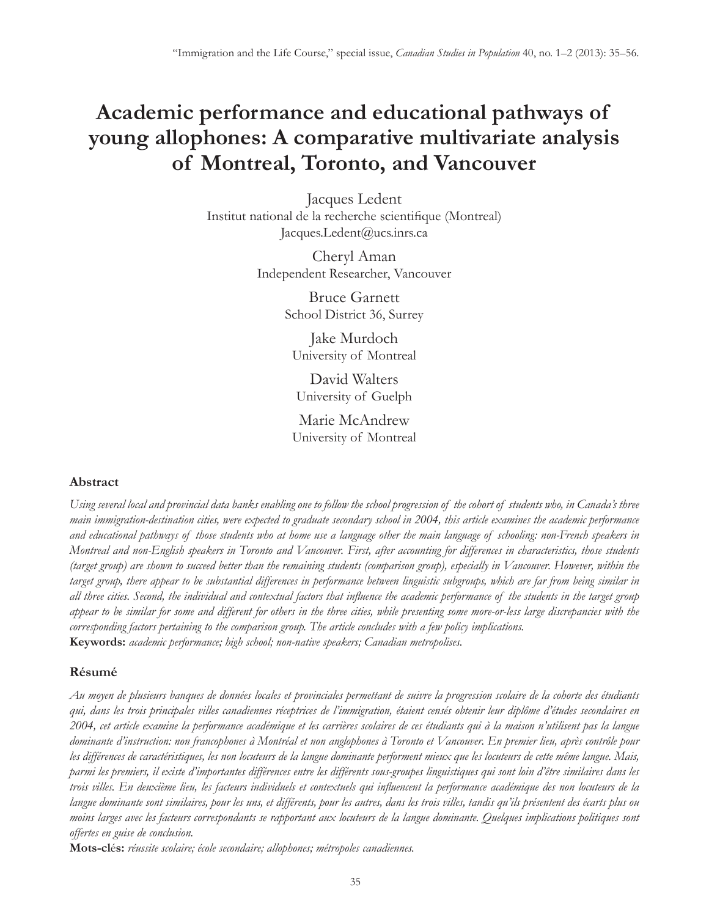# Academic performance and educational pathways of young allophones: A comparative multivariate analysis of Montreal, Toronto, and Vancouver

Jacques Ledent
Institut national de la recherche scientifique (Montreal)
Jacques.Ledent@ucs.inrs.ca

Cheryl Aman
Independent Researcher, Vancouver

Bruce Garnett
School District 36, Surrey

Jake Murdoch
University of Montreal

David Walters
University of Guelph

Marie McAndrew
University of Montreal

## Abstract

*Using several local and provincial data banks enabling one to follow the school progression of the cohort of students who, in Canada's three main immigration-destination cities, were expected to graduate secondary school in 2004, this article examines the academic performance and educational pathways of those students who at home use a language other the main language of schooling: non-French speakers in Montreal and non-English speakers in Toronto and Vancouver. First, after accounting for differences in characteristics, those students (target group) are shown to succeed better than the remaining students (comparison group), especially in Vancouver. However, within the target group, there appear to be substantial differences in performance between linguistic subgroups, which are far from being similar in all three cities. Second, the individual and contextual factors that influence the academic performance of the students in the target group appear to be similar for some and different for others in the three cities, while presenting some more-or-less large discrepancies with the corresponding factors pertaining to the comparison group. The article concludes with a few policy implications.*

**Keywords:** *academic performance; high school; non-native speakers; Canadian metropolises.*

## Résumé

*Au moyen de plusieurs banques de données locales et provinciales permettant de suivre la progression scolaire de la cohorte des étudiants qui, dans les trois principales villes canadiennes réceptrices de l'immigration, étaient censés obtenir leur diplôme d'études secondaires en 2004, cet article examine la performance académique et les carrières scolaires de ces étudiants qui à la maison n'utilisent pas la langue dominante d'instruction: non francophones à Montréal et non anglophones à Toronto et Vancouver. En premier lieu, après contrôle pour les différences de caractéristiques, les non locuteurs de la langue dominante performent mieux que les locuteurs de cette même langue. Mais, parmi les premiers, il existe d'importantes différences entre les différents sous-groupes linguistiques qui sont loin d'être similaires dans les trois villes. En deuxième lieu, les facteurs individuels et contextuels qui influencent la performance académique des non locuteurs de la langue dominante sont similaires, pour les uns, et différents, pour les autres, dans les trois villes, tandis qu'ils présentent des écarts plus ou moins larges avec les facteurs correspondants se rapportant aux locuteurs de la langue dominante. Quelques implications politiques sont offertes en guise de conclusion.*

**Mots-clés:** *réussite scolaire; école secondaire; allophones; métropoles canadiennes.*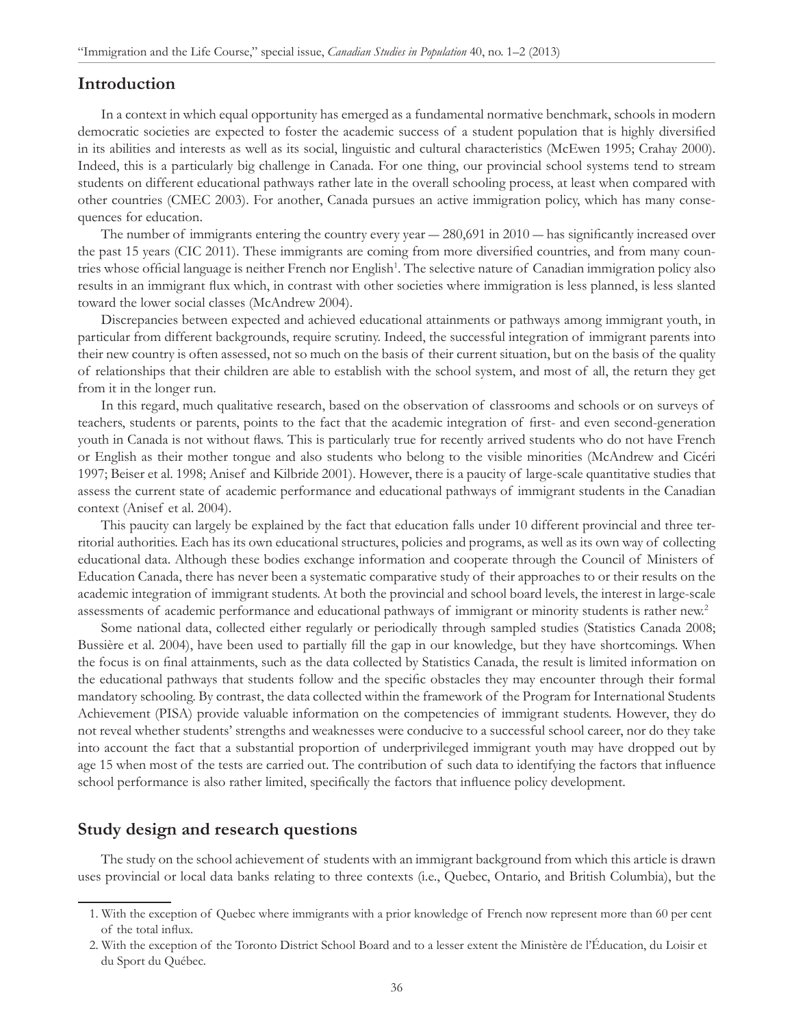## Introduction

In a context in which equal opportunity has emerged as a fundamental normative benchmark, schools in modern democratic societies are expected to foster the academic success of a student population that is highly diversified in its abilities and interests as well as its social, linguistic and cultural characteristics (McEwen 1995; Crahay 2000). Indeed, this is a particularly big challenge in Canada. For one thing, our provincial school systems tend to stream students on different educational pathways rather late in the overall schooling process, at least when compared with other countries (CMEC 2003). For another, Canada pursues an active immigration policy, which has many consequences for education.

The number of immigrants entering the country every year — 280,691 in 2010 — has significantly increased over the past 15 years (CIC 2011). These immigrants are coming from more diversified countries, and from many countries whose official language is neither French nor English[1]. The selective nature of Canadian immigration policy also results in an immigrant flux which, in contrast with other societies where immigration is less planned, is less slanted toward the lower social classes (McAndrew 2004).

Discrepancies between expected and achieved educational attainments or pathways among immigrant youth, in particular from different backgrounds, require scrutiny. Indeed, the successful integration of immigrant parents into their new country is often assessed, not so much on the basis of their current situation, but on the basis of the quality of relationships that their children are able to establish with the school system, and most of all, the return they get from it in the longer run.

In this regard, much qualitative research, based on the observation of classrooms and schools or on surveys of teachers, students or parents, points to the fact that the academic integration of first- and even second-generation youth in Canada is not without flaws. This is particularly true for recently arrived students who do not have French or English as their mother tongue and also students who belong to the visible minorities (McAndrew and Cicéri 1997; Beiser et al. 1998; Anisef and Kilbride 2001). However, there is a paucity of large-scale quantitative studies that assess the current state of academic performance and educational pathways of immigrant students in the Canadian context (Anisef et al. 2004).

This paucity can largely be explained by the fact that education falls under 10 different provincial and three territorial authorities. Each has its own educational structures, policies and programs, as well as its own way of collecting educational data. Although these bodies exchange information and cooperate through the Council of Ministers of Education Canada, there has never been a systematic comparative study of their approaches to or their results on the academic integration of immigrant students. At both the provincial and school board levels, the interest in large-scale assessments of academic performance and educational pathways of immigrant or minority students is rather new.[2]

Some national data, collected either regularly or periodically through sampled studies (Statistics Canada 2008; Bussière et al. 2004), have been used to partially fill the gap in our knowledge, but they have shortcomings. When the focus is on final attainments, such as the data collected by Statistics Canada, the result is limited information on the educational pathways that students follow and the specific obstacles they may encounter through their formal mandatory schooling. By contrast, the data collected within the framework of the Program for International Students Achievement (PISA) provide valuable information on the competencies of immigrant students. However, they do not reveal whether students' strengths and weaknesses were conducive to a successful school career, nor do they take into account the fact that a substantial proportion of underprivileged immigrant youth may have dropped out by age 15 when most of the tests are carried out. The contribution of such data to identifying the factors that influence school performance is also rather limited, specifically the factors that influence policy development.

## Study design and research questions

The study on the school achievement of students with an immigrant background from which this article is drawn uses provincial or local data banks relating to three contexts (i.e., Quebec, Ontario, and British Columbia), but the

1. With the exception of Quebec where immigrants with a prior knowledge of French now represent more than 60 per cent of the total influx.
2. With the exception of the Toronto District School Board and to a lesser extent the Ministère de l'Éducation, du Loisir et du Sport du Québec.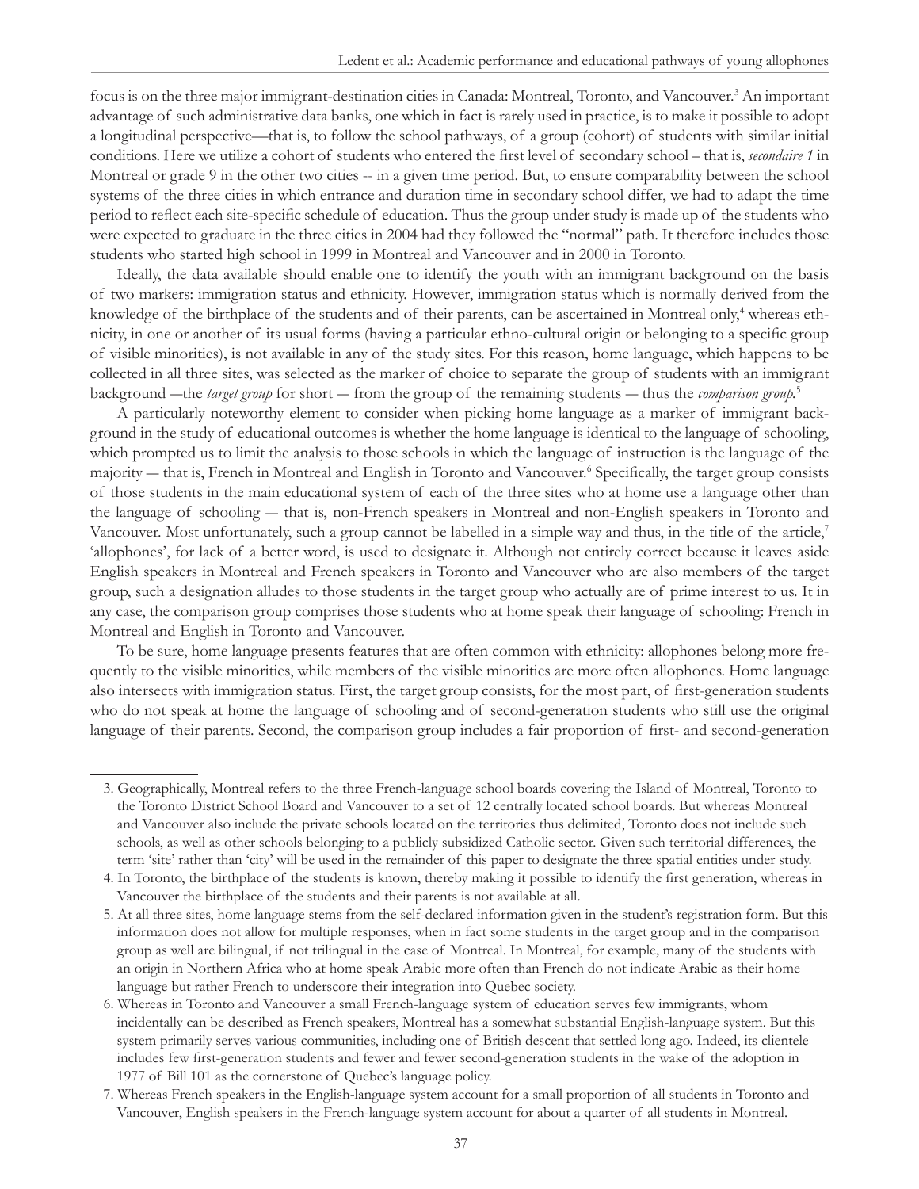focus is on the three major immigrant-destination cities in Canada: Montreal, Toronto, and Vancouver.[3] An important advantage of such administrative data banks, one which in fact is rarely used in practice, is to make it possible to adopt a longitudinal perspective—that is, to follow the school pathways, of a group (cohort) of students with similar initial conditions. Here we utilize a cohort of students who entered the first level of secondary school – that is, *secondaire 1* in Montreal or grade 9 in the other two cities -- in a given time period. But, to ensure comparability between the school systems of the three cities in which entrance and duration time in secondary school differ, we had to adapt the time period to reflect each site-specific schedule of education. Thus the group under study is made up of the students who were expected to graduate in the three cities in 2004 had they followed the "normal" path. It therefore includes those students who started high school in 1999 in Montreal and Vancouver and in 2000 in Toronto.

Ideally, the data available should enable one to identify the youth with an immigrant background on the basis of two markers: immigration status and ethnicity. However, immigration status which is normally derived from the knowledge of the birthplace of the students and of their parents, can be ascertained in Montreal only,[4] whereas ethnicity, in one or another of its usual forms (having a particular ethno-cultural origin or belonging to a specific group of visible minorities), is not available in any of the study sites. For this reason, home language, which happens to be collected in all three sites, was selected as the marker of choice to separate the group of students with an immigrant background —the *target group* for short — from the group of the remaining students — thus the *comparison group*.[5]

A particularly noteworthy element to consider when picking home language as a marker of immigrant background in the study of educational outcomes is whether the home language is identical to the language of schooling, which prompted us to limit the analysis to those schools in which the language of instruction is the language of the majority — that is, French in Montreal and English in Toronto and Vancouver.[6] Specifically, the target group consists of those students in the main educational system of each of the three sites who at home use a language other than the language of schooling — that is, non-French speakers in Montreal and non-English speakers in Toronto and Vancouver. Most unfortunately, such a group cannot be labelled in a simple way and thus, in the title of the article,[7] 'allophones', for lack of a better word, is used to designate it. Although not entirely correct because it leaves aside English speakers in Montreal and French speakers in Toronto and Vancouver who are also members of the target group, such a designation alludes to those students in the target group who actually are of prime interest to us. It in any case, the comparison group comprises those students who at home speak their language of schooling: French in Montreal and English in Toronto and Vancouver.

To be sure, home language presents features that are often common with ethnicity: allophones belong more frequently to the visible minorities, while members of the visible minorities are more often allophones. Home language also intersects with immigration status. First, the target group consists, for the most part, of first-generation students who do not speak at home the language of schooling and of second-generation students who still use the original language of their parents. Second, the comparison group includes a fair proportion of first- and second-generation

---

3. Geographically, Montreal refers to the three French-language school boards covering the Island of Montreal, Toronto to the Toronto District School Board and Vancouver to a set of 12 centrally located school boards. But whereas Montreal and Vancouver also include the private schools located on the territories thus delimited, Toronto does not include such schools, as well as other schools belonging to a publicly subsidized Catholic sector. Given such territorial differences, the term 'site' rather than 'city' will be used in the remainder of this paper to designate the three spatial entities under study.
4. In Toronto, the birthplace of the students is known, thereby making it possible to identify the first generation, whereas in Vancouver the birthplace of the students and their parents is not available at all.
5. At all three sites, home language stems from the self-declared information given in the student's registration form. But this information does not allow for multiple responses, when in fact some students in the target group and in the comparison group as well are bilingual, if not trilingual in the case of Montreal. In Montreal, for example, many of the students with an origin in Northern Africa who at home speak Arabic more often than French do not indicate Arabic as their home language but rather French to underscore their integration into Quebec society.
6. Whereas in Toronto and Vancouver a small French-language system of education serves few immigrants, whom incidentally can be described as French speakers, Montreal has a somewhat substantial English-language system. But this system primarily serves various communities, including one of British descent that settled long ago. Indeed, its clientele includes few first-generation students and fewer and fewer second-generation students in the wake of the adoption in 1977 of Bill 101 as the cornerstone of Quebec's language policy.
7. Whereas French speakers in the English-language system account for a small proportion of all students in Toronto and Vancouver, English speakers in the French-language system account for about a quarter of all students in Montreal.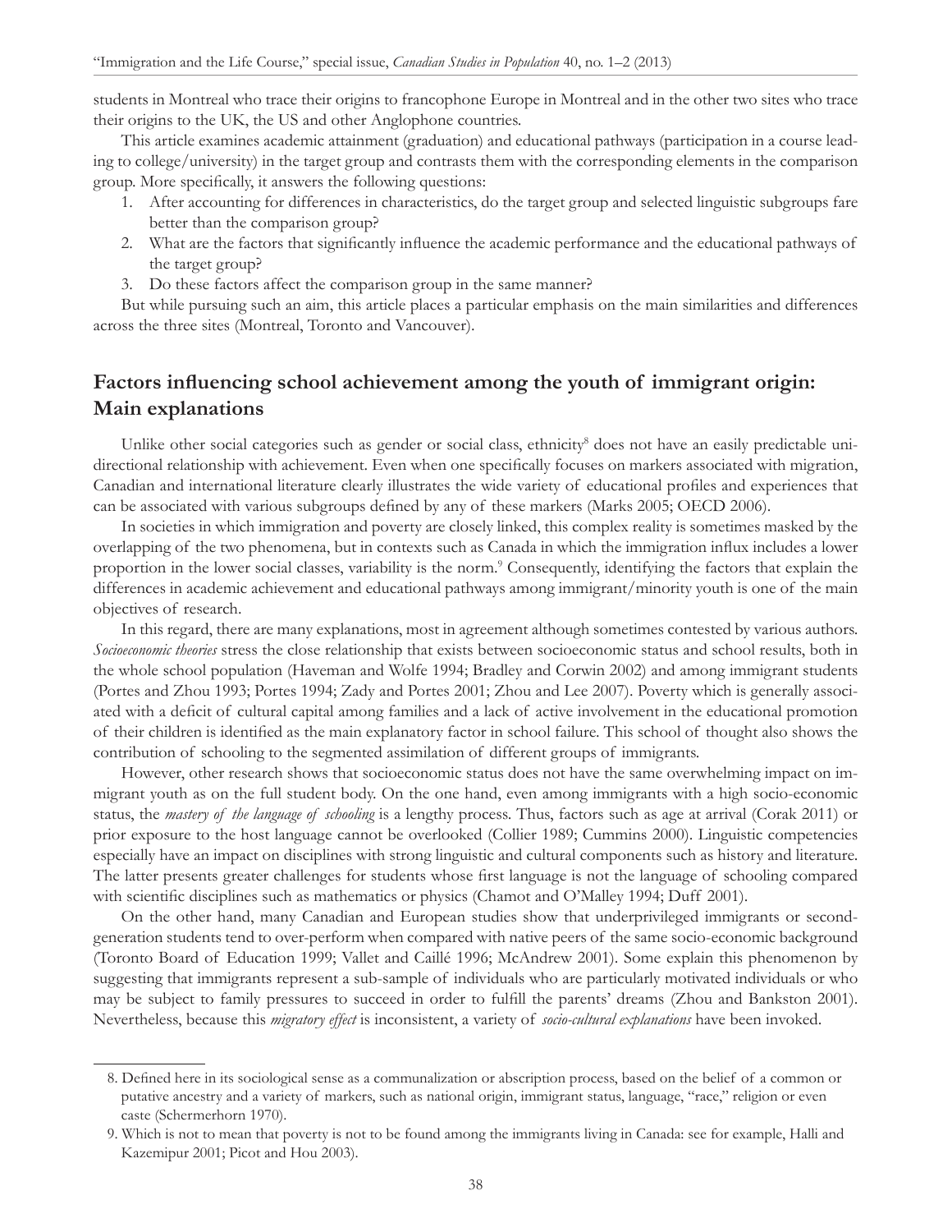students in Montreal who trace their origins to francophone Europe in Montreal and in the other two sites who trace their origins to the UK, the US and other Anglophone countries.

This article examines academic attainment (graduation) and educational pathways (participation in a course leading to college/university) in the target group and contrasts them with the corresponding elements in the comparison group. More specifically, it answers the following questions:

1. After accounting for differences in characteristics, do the target group and selected linguistic subgroups fare better than the comparison group?
2. What are the factors that significantly influence the academic performance and the educational pathways of the target group?
3. Do these factors affect the comparison group in the same manner?

But while pursuing such an aim, this article places a particular emphasis on the main similarities and differences across the three sites (Montreal, Toronto and Vancouver).

## Factors influencing school achievement among the youth of immigrant origin: Main explanations

Unlike other social categories such as gender or social class, ethnicity[8] does not have an easily predictable unidirectional relationship with achievement. Even when one specifically focuses on markers associated with migration, Canadian and international literature clearly illustrates the wide variety of educational profiles and experiences that can be associated with various subgroups defined by any of these markers (Marks 2005; OECD 2006).

In societies in which immigration and poverty are closely linked, this complex reality is sometimes masked by the overlapping of the two phenomena, but in contexts such as Canada in which the immigration influx includes a lower proportion in the lower social classes, variability is the norm.[9] Consequently, identifying the factors that explain the differences in academic achievement and educational pathways among immigrant/minority youth is one of the main objectives of research.

In this regard, there are many explanations, most in agreement although sometimes contested by various authors. *Socioeconomic theories* stress the close relationship that exists between socioeconomic status and school results, both in the whole school population (Haveman and Wolfe 1994; Bradley and Corwin 2002) and among immigrant students (Portes and Zhou 1993; Portes 1994; Zady and Portes 2001; Zhou and Lee 2007). Poverty which is generally associated with a deficit of cultural capital among families and a lack of active involvement in the educational promotion of their children is identified as the main explanatory factor in school failure. This school of thought also shows the contribution of schooling to the segmented assimilation of different groups of immigrants.

However, other research shows that socioeconomic status does not have the same overwhelming impact on immigrant youth as on the full student body. On the one hand, even among immigrants with a high socio-economic status, the *mastery of the language of schooling* is a lengthy process. Thus, factors such as age at arrival (Corak 2011) or prior exposure to the host language cannot be overlooked (Collier 1989; Cummins 2000). Linguistic competencies especially have an impact on disciplines with strong linguistic and cultural components such as history and literature. The latter presents greater challenges for students whose first language is not the language of schooling compared with scientific disciplines such as mathematics or physics (Chamot and O'Malley 1994; Duff 2001).

On the other hand, many Canadian and European studies show that underprivileged immigrants or second-generation students tend to over-perform when compared with native peers of the same socio-economic background (Toronto Board of Education 1999; Vallet and Caillé 1996; McAndrew 2001). Some explain this phenomenon by suggesting that immigrants represent a sub-sample of individuals who are particularly motivated individuals or who may be subject to family pressures to succeed in order to fulfill the parents' dreams (Zhou and Bankston 2001). Nevertheless, because this *migratory effect* is inconsistent, a variety of *socio-cultural explanations* have been invoked.

8. Defined here in its sociological sense as a communalization or abscription process, based on the belief of a common or putative ancestry and a variety of markers, such as national origin, immigrant status, language, "race," religion or even caste (Schermerhorn 1970).

9. Which is not to mean that poverty is not to be found among the immigrants living in Canada: see for example, Halli and Kazemipur 2001; Picot and Hou 2003).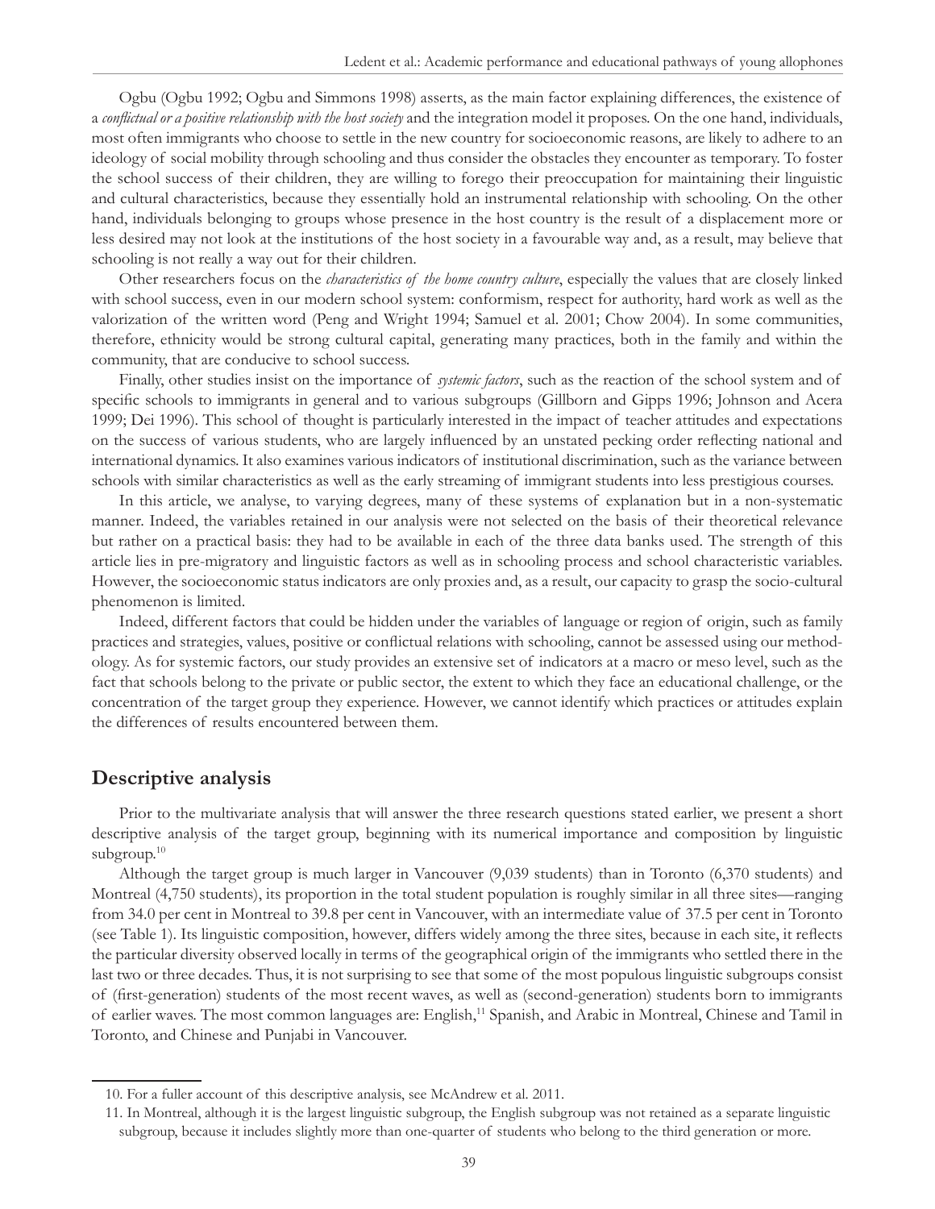Ogbu (Ogbu 1992; Ogbu and Simmons 1998) asserts, as the main factor explaining differences, the existence of a *conflictual or a positive relationship with the host society* and the integration model it proposes. On the one hand, individuals, most often immigrants who choose to settle in the new country for socioeconomic reasons, are likely to adhere to an ideology of social mobility through schooling and thus consider the obstacles they encounter as temporary. To foster the school success of their children, they are willing to forego their preoccupation for maintaining their linguistic and cultural characteristics, because they essentially hold an instrumental relationship with schooling. On the other hand, individuals belonging to groups whose presence in the host country is the result of a displacement more or less desired may not look at the institutions of the host society in a favourable way and, as a result, may believe that schooling is not really a way out for their children.

Other researchers focus on the *characteristics of the home country culture*, especially the values that are closely linked with school success, even in our modern school system: conformism, respect for authority, hard work as well as the valorization of the written word (Peng and Wright 1994; Samuel et al. 2001; Chow 2004). In some communities, therefore, ethnicity would be strong cultural capital, generating many practices, both in the family and within the community, that are conducive to school success.

Finally, other studies insist on the importance of *systemic factors*, such as the reaction of the school system and of specific schools to immigrants in general and to various subgroups (Gillborn and Gipps 1996; Johnson and Acera 1999; Dei 1996). This school of thought is particularly interested in the impact of teacher attitudes and expectations on the success of various students, who are largely influenced by an unstated pecking order reflecting national and international dynamics. It also examines various indicators of institutional discrimination, such as the variance between schools with similar characteristics as well as the early streaming of immigrant students into less prestigious courses.

In this article, we analyse, to varying degrees, many of these systems of explanation but in a non-systematic manner. Indeed, the variables retained in our analysis were not selected on the basis of their theoretical relevance but rather on a practical basis: they had to be available in each of the three data banks used. The strength of this article lies in pre-migratory and linguistic factors as well as in schooling process and school characteristic variables. However, the socioeconomic status indicators are only proxies and, as a result, our capacity to grasp the socio-cultural phenomenon is limited.

Indeed, different factors that could be hidden under the variables of language or region of origin, such as family practices and strategies, values, positive or conflictual relations with schooling, cannot be assessed using our methodology. As for systemic factors, our study provides an extensive set of indicators at a macro or meso level, such as the fact that schools belong to the private or public sector, the extent to which they face an educational challenge, or the concentration of the target group they experience. However, we cannot identify which practices or attitudes explain the differences of results encountered between them.

## Descriptive analysis

Prior to the multivariate analysis that will answer the three research questions stated earlier, we present a short descriptive analysis of the target group, beginning with its numerical importance and composition by linguistic subgroup.[10]

Although the target group is much larger in Vancouver (9,039 students) than in Toronto (6,370 students) and Montreal (4,750 students), its proportion in the total student population is roughly similar in all three sites—ranging from 34.0 per cent in Montreal to 39.8 per cent in Vancouver, with an intermediate value of 37.5 per cent in Toronto (see Table 1). Its linguistic composition, however, differs widely among the three sites, because in each site, it reflects the particular diversity observed locally in terms of the geographical origin of the immigrants who settled there in the last two or three decades. Thus, it is not surprising to see that some of the most populous linguistic subgroups consist of (first-generation) students of the most recent waves, as well as (second-generation) students born to immigrants of earlier waves. The most common languages are: English,[11] Spanish, and Arabic in Montreal, Chinese and Tamil in Toronto, and Chinese and Punjabi in Vancouver.

10. For a fuller account of this descriptive analysis, see McAndrew et al. 2011.

11. In Montreal, although it is the largest linguistic subgroup, the English subgroup was not retained as a separate linguistic subgroup, because it includes slightly more than one-quarter of students who belong to the third generation or more.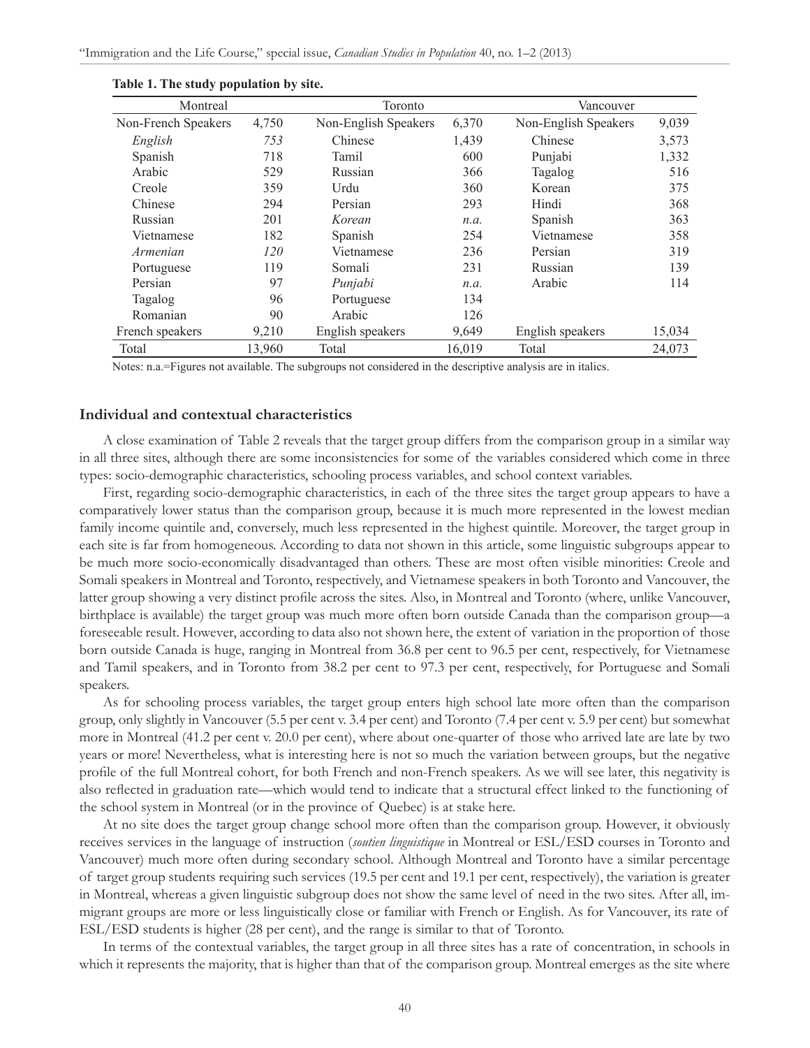**Table 1. The study population by site.**

| Montreal | | Toronto | | Vancouver | |
|---|---|---|---|---|---|
| Non-French Speakers | 4,750 | Non-English Speakers | 6,370 | Non-English Speakers | 9,039 |
| *English* | *753* | Chinese | 1,439 | Chinese | 3,573 |
| Spanish | 718 | Tamil | 600 | Punjabi | 1,332 |
| Arabic | 529 | Russian | 366 | Tagalog | 516 |
| Creole | 359 | Urdu | 360 | Korean | 375 |
| Chinese | 294 | Persian | 293 | Hindi | 368 |
| Russian | 201 | *Korean* | *n.a.* | Spanish | 363 |
| Vietnamese | 182 | Spanish | 254 | Vietnamese | 358 |
| *Armenian* | *120* | Vietnamese | 236 | Persian | 319 |
| Portuguese | 119 | Somali | 231 | Russian | 139 |
| Persian | 97 | *Punjabi* | *n.a.* | Arabic | 114 |
| Tagalog | 96 | Portuguese | 134 | | |
| Romanian | 90 | Arabic | 126 | | |
| French speakers | 9,210 | English speakers | 9,649 | English speakers | 15,034 |
| Total | 13,960 | Total | 16,019 | Total | 24,073 |

Notes: n.a.=Figures not available. The subgroups not considered in the descriptive analysis are in italics.

### Individual and contextual characteristics

A close examination of Table 2 reveals that the target group differs from the comparison group in a similar way in all three sites, although there are some inconsistencies for some of the variables considered which come in three types: socio-demographic characteristics, schooling process variables, and school context variables.

First, regarding socio-demographic characteristics, in each of the three sites the target group appears to have a comparatively lower status than the comparison group, because it is much more represented in the lowest median family income quintile and, conversely, much less represented in the highest quintile. Moreover, the target group in each site is far from homogeneous. According to data not shown in this article, some linguistic subgroups appear to be much more socio-economically disadvantaged than others. These are most often visible minorities: Creole and Somali speakers in Montreal and Toronto, respectively, and Vietnamese speakers in both Toronto and Vancouver, the latter group showing a very distinct profile across the sites. Also, in Montreal and Toronto (where, unlike Vancouver, birthplace is available) the target group was much more often born outside Canada than the comparison group—a foreseeable result. However, according to data also not shown here, the extent of variation in the proportion of those born outside Canada is huge, ranging in Montreal from 36.8 per cent to 96.5 per cent, respectively, for Vietnamese and Tamil speakers, and in Toronto from 38.2 per cent to 97.3 per cent, respectively, for Portuguese and Somali speakers.

As for schooling process variables, the target group enters high school late more often than the comparison group, only slightly in Vancouver (5.5 per cent v. 3.4 per cent) and Toronto (7.4 per cent v. 5.9 per cent) but somewhat more in Montreal (41.2 per cent v. 20.0 per cent), where about one-quarter of those who arrived late are late by two years or more! Nevertheless, what is interesting here is not so much the variation between groups, but the negative profile of the full Montreal cohort, for both French and non-French speakers. As we will see later, this negativity is also reflected in graduation rate—which would tend to indicate that a structural effect linked to the functioning of the school system in Montreal (or in the province of Quebec) is at stake here.

At no site does the target group change school more often than the comparison group. However, it obviously receives services in the language of instruction (*soutien linguistique* in Montreal or ESL/ESD courses in Toronto and Vancouver) much more often during secondary school. Although Montreal and Toronto have a similar percentage of target group students requiring such services (19.5 per cent and 19.1 per cent, respectively), the variation is greater in Montreal, whereas a given linguistic subgroup does not show the same level of need in the two sites. After all, immigrant groups are more or less linguistically close or familiar with French or English. As for Vancouver, its rate of ESL/ESD students is higher (28 per cent), and the range is similar to that of Toronto.

In terms of the contextual variables, the target group in all three sites has a rate of concentration, in schools in which it represents the majority, that is higher than that of the comparison group. Montreal emerges as the site where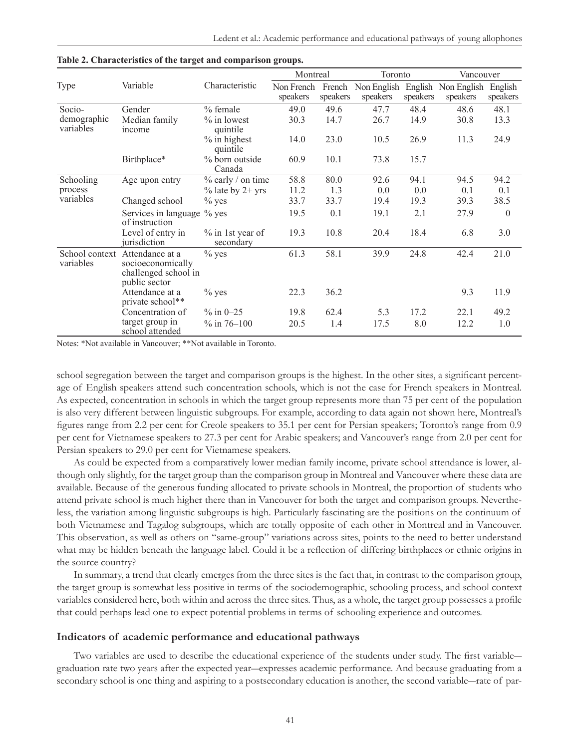**Table 2. Characteristics of the target and comparison groups.**

| Type | Variable | Characteristic | Montreal | | Toronto | | Vancouver | |
|---|---|---|---|---|---|---|---|---|
| | | | Non French speakers | French speakers | Non English speakers | English speakers | Non English speakers | English speakers |
| Socio-demographic variables | Gender | % female | 49.0 | 49.6 | 47.7 | 48.4 | 48.6 | 48.1 |
| | Median family income | % in lowest quintile | 30.3 | 14.7 | 26.7 | 14.9 | 30.8 | 13.3 |
| | | % in highest quintile | 14.0 | 23.0 | 10.5 | 26.9 | 11.3 | 24.9 |
| | Birthplace* | % born outside Canada | 60.9 | 10.1 | 73.8 | 15.7 | | |
| Schooling process variables | Age upon entry | % early / on time | 58.8 | 80.0 | 92.6 | 94.1 | 94.5 | 94.2 |
| | | % late by 2+ yrs | 11.2 | 1.3 | 0.0 | 0.0 | 0.1 | 0.1 |
| | Changed school | % yes | 33.7 | 33.7 | 19.4 | 19.3 | 39.3 | 38.5 |
| | Services in language of instruction | % yes | 19.5 | 0.1 | 19.1 | 2.1 | 27.9 | 0 |
| | Level of entry in jurisdiction | % in 1st year of secondary | 19.3 | 10.8 | 20.4 | 18.4 | 6.8 | 3.0 |
| School context variables | Attendance at a socioeconomically challenged school in public sector | % yes | 61.3 | 58.1 | 39.9 | 24.8 | 42.4 | 21.0 |
| | Attendance at a private school** | % yes | 22.3 | 36.2 | | | 9.3 | 11.9 |
| | Concentration of target group in school attended | % in 0–25 | 19.8 | 62.4 | 5.3 | 17.2 | 22.1 | 49.2 |
| | | % in 76–100 | 20.5 | 1.4 | 17.5 | 8.0 | 12.2 | 1.0 |

Notes: *Not available in Vancouver; **Not available in Toronto.

school segregation between the target and comparison groups is the highest. In the other sites, a significant percentage of English speakers attend such concentration schools, which is not the case for French speakers in Montreal. As expected, concentration in schools in which the target group represents more than 75 per cent of the population is also very different between linguistic subgroups. For example, according to data again not shown here, Montreal's figures range from 2.2 per cent for Creole speakers to 35.1 per cent for Persian speakers; Toronto's range from 0.9 per cent for Vietnamese speakers to 27.3 per cent for Arabic speakers; and Vancouver's range from 2.0 per cent for Persian speakers to 29.0 per cent for Vietnamese speakers.

As could be expected from a comparatively lower median family income, private school attendance is lower, although only slightly, for the target group than the comparison group in Montreal and Vancouver where these data are available. Because of the generous funding allocated to private schools in Montreal, the proportion of students who attend private school is much higher there than in Vancouver for both the target and comparison groups. Nevertheless, the variation among linguistic subgroups is high. Particularly fascinating are the positions on the continuum of both Vietnamese and Tagalog subgroups, which are totally opposite of each other in Montreal and in Vancouver. This observation, as well as others on "same-group" variations across sites, points to the need to better understand what may be hidden beneath the language label. Could it be a reflection of differing birthplaces or ethnic origins in the source country?

In summary, a trend that clearly emerges from the three sites is the fact that, in contrast to the comparison group, the target group is somewhat less positive in terms of the sociodemographic, schooling process, and school context variables considered here, both within and across the three sites. Thus, as a whole, the target group possesses a profile that could perhaps lead one to expect potential problems in terms of schooling experience and outcomes.

### Indicators of academic performance and educational pathways

Two variables are used to describe the educational experience of the students under study. The first variable—graduation rate two years after the expected year—expresses academic performance. And because graduating from a secondary school is one thing and aspiring to a postsecondary education is another, the second variable—rate of par-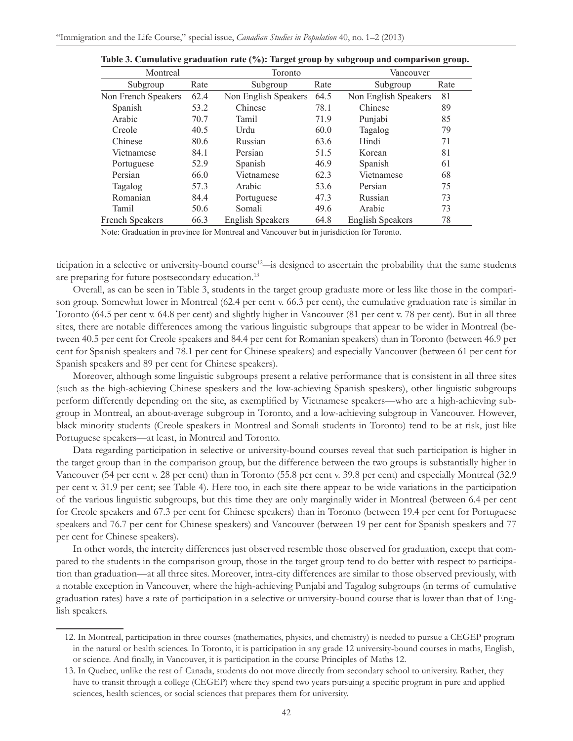**Table 3. Cumulative graduation rate (%): Target group by subgroup and comparison group.**

| Montreal | | Toronto | | Vancouver | |
|---|---|---|---|---|---|
| Subgroup | Rate | Subgroup | Rate | Subgroup | Rate |
| Non French Speakers | 62.4 | Non English Speakers | 64.5 | Non English Speakers | 81 |
| Spanish | 53.2 | Chinese | 78.1 | Chinese | 89 |
| Arabic | 70.7 | Tamil | 71.9 | Punjabi | 85 |
| Creole | 40.5 | Urdu | 60.0 | Tagalog | 79 |
| Chinese | 80.6 | Russian | 63.6 | Hindi | 71 |
| Vietnamese | 84.1 | Persian | 51.5 | Korean | 81 |
| Portuguese | 52.9 | Spanish | 46.9 | Spanish | 61 |
| Persian | 66.0 | Vietnamese | 62.3 | Vietnamese | 68 |
| Tagalog | 57.3 | Arabic | 53.6 | Persian | 75 |
| Romanian | 84.4 | Portuguese | 47.3 | Russian | 73 |
| Tamil | 50.6 | Somali | 49.6 | Arabic | 73 |
| French Speakers | 66.3 | English Speakers | 64.8 | English Speakers | 78 |

Note: Graduation in province for Montreal and Vancouver but in jurisdiction for Toronto.

ticipation in a selective or university-bound course[12]—is designed to ascertain the probability that the same students are preparing for future postsecondary education.[13]

Overall, as can be seen in Table 3, students in the target group graduate more or less like those in the comparison group. Somewhat lower in Montreal (62.4 per cent v. 66.3 per cent), the cumulative graduation rate is similar in Toronto (64.5 per cent v. 64.8 per cent) and slightly higher in Vancouver (81 per cent v. 78 per cent). But in all three sites, there are notable differences among the various linguistic subgroups that appear to be wider in Montreal (between 40.5 per cent for Creole speakers and 84.4 per cent for Romanian speakers) than in Toronto (between 46.9 per cent for Spanish speakers and 78.1 per cent for Chinese speakers) and especially Vancouver (between 61 per cent for Spanish speakers and 89 per cent for Chinese speakers).

Moreover, although some linguistic subgroups present a relative performance that is consistent in all three sites (such as the high-achieving Chinese speakers and the low-achieving Spanish speakers), other linguistic subgroups perform differently depending on the site, as exemplified by Vietnamese speakers—who are a high-achieving subgroup in Montreal, an about-average subgroup in Toronto, and a low-achieving subgroup in Vancouver. However, black minority students (Creole speakers in Montreal and Somali students in Toronto) tend to be at risk, just like Portuguese speakers—at least, in Montreal and Toronto.

Data regarding participation in selective or university-bound courses reveal that such participation is higher in the target group than in the comparison group, but the difference between the two groups is substantially higher in Vancouver (54 per cent v. 28 per cent) than in Toronto (55.8 per cent v. 39.8 per cent) and especially Montreal (32.9 per cent v. 31.9 per cent; see Table 4). Here too, in each site there appear to be wide variations in the participation of the various linguistic subgroups, but this time they are only marginally wider in Montreal (between 6.4 per cent for Creole speakers and 67.3 per cent for Chinese speakers) than in Toronto (between 19.4 per cent for Portuguese speakers and 76.7 per cent for Chinese speakers) and Vancouver (between 19 per cent for Spanish speakers and 77 per cent for Chinese speakers).

In other words, the intercity differences just observed resemble those observed for graduation, except that compared to the students in the comparison group, those in the target group tend to do better with respect to participation than graduation—at all three sites. Moreover, intra-city differences are similar to those observed previously, with a notable exception in Vancouver, where the high-achieving Punjabi and Tagalog subgroups (in terms of cumulative graduation rates) have a rate of participation in a selective or university-bound course that is lower than that of English speakers.

---

12. In Montreal, participation in three courses (mathematics, physics, and chemistry) is needed to pursue a CEGEP program in the natural or health sciences. In Toronto, it is participation in any grade 12 university-bound courses in maths, English, or science. And finally, in Vancouver, it is participation in the course Principles of Maths 12.

13. In Quebec, unlike the rest of Canada, students do not move directly from secondary school to university. Rather, they have to transit through a college (CEGEP) where they spend two years pursuing a specific program in pure and applied sciences, health sciences, or social sciences that prepares them for university.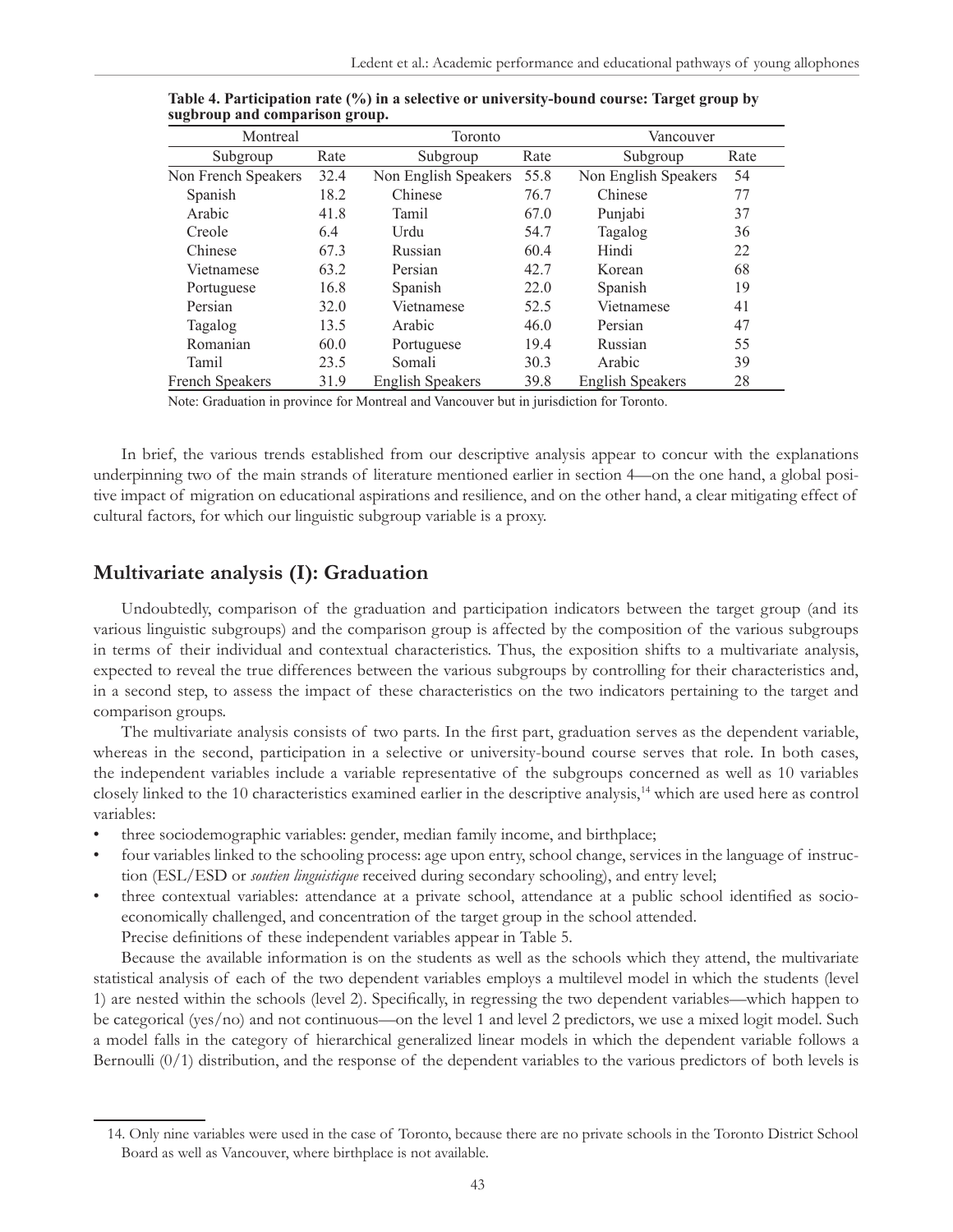**Table 4. Participation rate (%) in a selective or university-bound course: Target group by sugbroup and comparison group.**

| Montreal | | Toronto | | Vancouver | |
|---|---|---|---|---|---|
| Subgroup | Rate | Subgroup | Rate | Subgroup | Rate |
| Non French Speakers | 32.4 | Non English Speakers | 55.8 | Non English Speakers | 54 |
| Spanish | 18.2 | Chinese | 76.7 | Chinese | 77 |
| Arabic | 41.8 | Tamil | 67.0 | Punjabi | 37 |
| Creole | 6.4 | Urdu | 54.7 | Tagalog | 36 |
| Chinese | 67.3 | Russian | 60.4 | Hindi | 22 |
| Vietnamese | 63.2 | Persian | 42.7 | Korean | 68 |
| Portuguese | 16.8 | Spanish | 22.0 | Spanish | 19 |
| Persian | 32.0 | Vietnamese | 52.5 | Vietnamese | 41 |
| Tagalog | 13.5 | Arabic | 46.0 | Persian | 47 |
| Romanian | 60.0 | Portuguese | 19.4 | Russian | 55 |
| Tamil | 23.5 | Somali | 30.3 | Arabic | 39 |
| French Speakers | 31.9 | English Speakers | 39.8 | English Speakers | 28 |

Note: Graduation in province for Montreal and Vancouver but in jurisdiction for Toronto.

In brief, the various trends established from our descriptive analysis appear to concur with the explanations underpinning two of the main strands of literature mentioned earlier in section 4—on the one hand, a global positive impact of migration on educational aspirations and resilience, and on the other hand, a clear mitigating effect of cultural factors, for which our linguistic subgroup variable is a proxy.

## Multivariate analysis (I): Graduation

Undoubtedly, comparison of the graduation and participation indicators between the target group (and its various linguistic subgroups) and the comparison group is affected by the composition of the various subgroups in terms of their individual and contextual characteristics. Thus, the exposition shifts to a multivariate analysis, expected to reveal the true differences between the various subgroups by controlling for their characteristics and, in a second step, to assess the impact of these characteristics on the two indicators pertaining to the target and comparison groups.

The multivariate analysis consists of two parts. In the first part, graduation serves as the dependent variable, whereas in the second, participation in a selective or university-bound course serves that role. In both cases, the independent variables include a variable representative of the subgroups concerned as well as 10 variables closely linked to the 10 characteristics examined earlier in the descriptive analysis,[14] which are used here as control variables:

- three sociodemographic variables: gender, median family income, and birthplace;
- four variables linked to the schooling process: age upon entry, school change, services in the language of instruction (ESL/ESD or *soutien linguistique* received during secondary schooling), and entry level;
- three contextual variables: attendance at a private school, attendance at a public school identified as socioeconomically challenged, and concentration of the target group in the school attended.

Precise definitions of these independent variables appear in Table 5.

Because the available information is on the students as well as the schools which they attend, the multivariate statistical analysis of each of the two dependent variables employs a multilevel model in which the students (level 1) are nested within the schools (level 2). Specifically, in regressing the two dependent variables—which happen to be categorical (yes/no) and not continuous—on the level 1 and level 2 predictors, we use a mixed logit model. Such a model falls in the category of hierarchical generalized linear models in which the dependent variable follows a Bernoulli (0/1) distribution, and the response of the dependent variables to the various predictors of both levels is

14. Only nine variables were used in the case of Toronto, because there are no private schools in the Toronto District School Board as well as Vancouver, where birthplace is not available.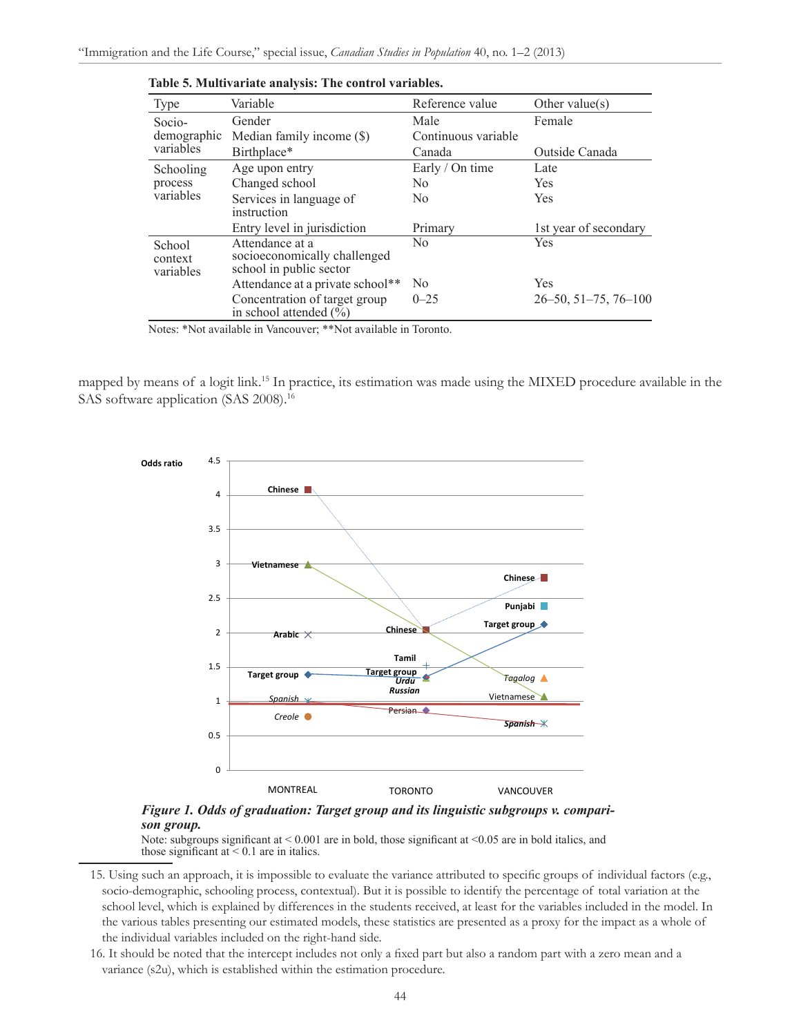**Table 5. Multivariate analysis: The control variables.**

| Type | Variable | Reference value | Other value(s) |
|---|---|---|---|
| Socio-demographic variables | Gender | Male | Female |
| | Median family income ($) | Continuous variable | |
| | Birthplace* | Canada | Outside Canada |
| Schooling process variables | Age upon entry | Early / On time | Late |
| | Changed school | No | Yes |
| | Services in language of instruction | No | Yes |
| | Entry level in jurisdiction | Primary | 1st year of secondary |
| School context variables | Attendance at a socioeconomically challenged school in public sector | No | Yes |
| | Attendance at a private school** | No | Yes |
| | Concentration of target group in school attended (%) | 0–25 | 26–50, 51–75, 76–100 |

Notes: *Not available in Vancouver; **Not available in Toronto.

mapped by means of a logit link.[15] In practice, its estimation was made using the MIXED procedure available in the SAS software application (SAS 2008).[16]

*Figure 1. Odds of graduation: Target group and its linguistic subgroups v. comparison group.*

Note: subgroups significant at < 0.001 are in bold, those significant at <0.05 are in bold italics, and those significant at < 0.1 are in italics.

15. Using such an approach, it is impossible to evaluate the variance attributed to specific groups of individual factors (e.g., socio-demographic, schooling process, contextual). But it is possible to identify the percentage of total variation at the school level, which is explained by differences in the students received, at least for the variables included in the model. In the various tables presenting our estimated models, these statistics are presented as a proxy for the impact as a whole of the individual variables included on the right-hand side.

16. It should be noted that the intercept includes not only a fixed part but also a random part with a zero mean and a variance (s2u), which is established within the estimation procedure.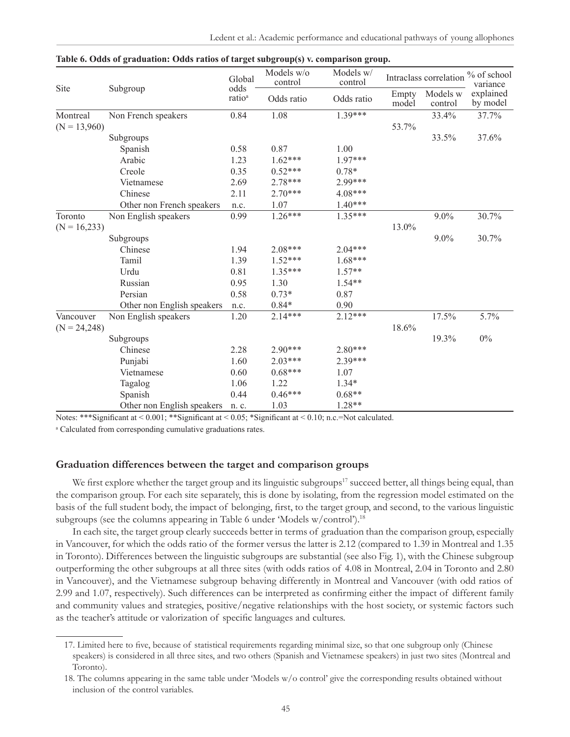**Table 6. Odds of graduation: Odds ratios of target subgroup(s) v. comparison group.**

| Site | Subgroup | Global odds ratio[a] | Models w/o control | Models w/ control | Intraclass correlation | | % of school variance explained by model |
|---|---|---|---|---|---|---|---|
| | | | Odds ratio | Odds ratio | Empty model | Models w control | |
| Montreal (N = 13,960) | Non French speakers | 0.84 | 1.08 | 1.39*** | 53.7% | 33.4% | 37.7% |
| | Subgroups | | | | | 33.5% | 37.6% |
| | Spanish | 0.58 | 0.87 | 1.00 | | | |
| | Arabic | 1.23 | 1.62*** | 1.97*** | | | |
| | Creole | 0.35 | 0.52*** | 0.78* | | | |
| | Vietnamese | 2.69 | 2.78*** | 2.99*** | | | |
| | Chinese | 2.11 | 2.70*** | 4.08*** | | | |
| | Other non French speakers | n.c. | 1.07 | 1.40*** | | | |
| Toronto (N = 16,233) | Non English speakers | 0.99 | 1.26*** | 1.35*** | 13.0% | 9.0% | 30.7% |
| | Subgroups | | | | | 9.0% | 30.7% |
| | Chinese | 1.94 | 2.08*** | 2.04*** | | | |
| | Tamil | 1.39 | 1.52*** | 1.68*** | | | |
| | Urdu | 0.81 | 1.35*** | 1.57** | | | |
| | Russian | 0.95 | 1.30 | 1.54** | | | |
| | Persian | 0.58 | 0.73* | 0.87 | | | |
| | Other non English speakers | n.c. | 0.84* | 0.90 | | | |
| Vancouver (N = 24,248) | Non English speakers | 1.20 | 2.14*** | 2.12*** | 18.6% | 17.5% | 5.7% |
| | Subgroups | | | | | 19.3% | 0% |
| | Chinese | 2.28 | 2.90*** | 2.80*** | | | |
| | Punjabi | 1.60 | 2.03*** | 2.39*** | | | |
| | Vietnamese | 0.60 | 0.68*** | 1.07 | | | |
| | Tagalog | 1.06 | 1.22 | 1.34* | | | |
| | Spanish | 0.44 | 0.46*** | 0.68** | | | |
| | Other non English speakers | n. c. | 1.03 | 1.28** | | | |

Notes: ***Significant at < 0.001; **Significant at < 0.05; *Significant at < 0.10; n.c.=Not calculated.

[a] Calculated from corresponding cumulative graduations rates.

### Graduation differences between the target and comparison groups

We first explore whether the target group and its linguistic subgroups[17] succeed better, all things being equal, than the comparison group. For each site separately, this is done by isolating, from the regression model estimated on the basis of the full student body, the impact of belonging, first, to the target group, and second, to the various linguistic subgroups (see the columns appearing in Table 6 under 'Models w/control').[18]

In each site, the target group clearly succeeds better in terms of graduation than the comparison group, especially in Vancouver, for which the odds ratio of the former versus the latter is 2.12 (compared to 1.39 in Montreal and 1.35 in Toronto). Differences between the linguistic subgroups are substantial (see also Fig. 1), with the Chinese subgroup outperforming the other subgroups at all three sites (with odds ratios of 4.08 in Montreal, 2.04 in Toronto and 2.80 in Vancouver), and the Vietnamese subgroup behaving differently in Montreal and Vancouver (with odd ratios of 2.99 and 1.07, respectively). Such differences can be interpreted as confirming either the impact of different family and community values and strategies, positive/negative relationships with the host society, or systemic factors such as the teacher's attitude or valorization of specific languages and cultures.

17. Limited here to five, because of statistical requirements regarding minimal size, so that one subgroup only (Chinese speakers) is considered in all three sites, and two others (Spanish and Vietnamese speakers) in just two sites (Montreal and Toronto).

18. The columns appearing in the same table under 'Models w/o control' give the corresponding results obtained without inclusion of the control variables.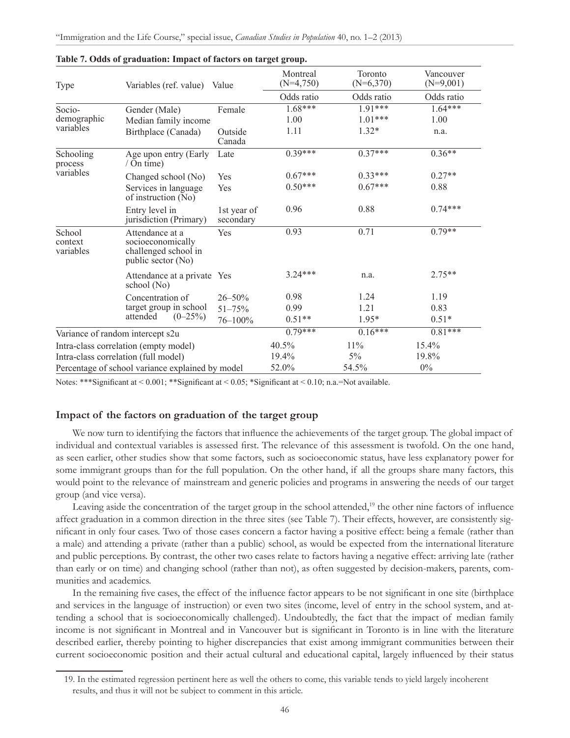**Table 7. Odds of graduation: Impact of factors on target group.**

| Type | Variables (ref. value) | Value | Montreal (N=4,750) | Toronto (N=6,370) | Vancouver (N=9,001) |
|---|---|---|---|---|---|
| | | | Odds ratio | Odds ratio | Odds ratio |
| Socio-demographic variables | Gender (Male) | Female | 1.68*** | 1.91*** | 1.64*** |
| | Median family income | | 1.00 | 1.01*** | 1.00 |
| | Birthplace (Canada) | Outside Canada | 1.11 | 1.32* | n.a. |
| Schooling process variables | Age upon entry (Early / On time) | Late | 0.39*** | 0.37*** | 0.36** |
| | Changed school (No) | Yes | 0.67*** | 0.33*** | 0.27** |
| | Services in language of instruction (No) | Yes | 0.50*** | 0.67*** | 0.88 |
| | Entry level in jurisdiction (Primary) | 1st year of secondary | 0.96 | 0.88 | 0.74*** |
| School context variables | Attendance at a socioeconomically challenged school in public sector (No) | Yes | 0.93 | 0.71 | 0.79** |
| | Attendance at a private school (No) | Yes | 3.24*** | n.a. | 2.75** |
| | Concentration of target group in school attended (0–25%) | 26–50% | 0.98 | 1.24 | 1.19 |
| | | 51–75% | 0.99 | 1.21 | 0.83 |
| | | 76–100% | 0.51** | 1.95* | 0.51* |
| Variance of random intercept s2u | | | 0.79*** | 0.16*** | 0.81*** |
| Intra-class correlation (empty model) | | | 40.5% | 11% | 15.4% |
| Intra-class correlation (full model) | | | 19.4% | 5% | 19.8% |
| Percentage of school variance explained by model | | | 52.0% | 54.5% | 0% |

Notes: ***Significant at < 0.001; **Significant at < 0.05; *Significant at < 0.10; n.a.=Not available.

### Impact of the factors on graduation of the target group

We now turn to identifying the factors that influence the achievements of the target group. The global impact of individual and contextual variables is assessed first. The relevance of this assessment is twofold. On the one hand, as seen earlier, other studies show that some factors, such as socioeconomic status, have less explanatory power for some immigrant groups than for the full population. On the other hand, if all the groups share many factors, this would point to the relevance of mainstream and generic policies and programs in answering the needs of our target group (and vice versa).

Leaving aside the concentration of the target group in the school attended,[19] the other nine factors of influence affect graduation in a common direction in the three sites (see Table 7). Their effects, however, are consistently significant in only four cases. Two of those cases concern a factor having a positive effect: being a female (rather than a male) and attending a private (rather than a public) school, as would be expected from the international literature and public perceptions. By contrast, the other two cases relate to factors having a negative effect: arriving late (rather than early or on time) and changing school (rather than not), as often suggested by decision-makers, parents, communities and academics.

In the remaining five cases, the effect of the influence factor appears to be not significant in one site (birthplace and services in the language of instruction) or even two sites (income, level of entry in the school system, and attending a school that is socioeconomically challenged). Undoubtedly, the fact that the impact of median family income is not significant in Montreal and in Vancouver but is significant in Toronto is in line with the literature described earlier, thereby pointing to higher discrepancies that exist among immigrant communities between their current socioeconomic position and their actual cultural and educational capital, largely influenced by their status

19. In the estimated regression pertinent here as well the others to come, this variable tends to yield largely incoherent results, and thus it will not be subject to comment in this article.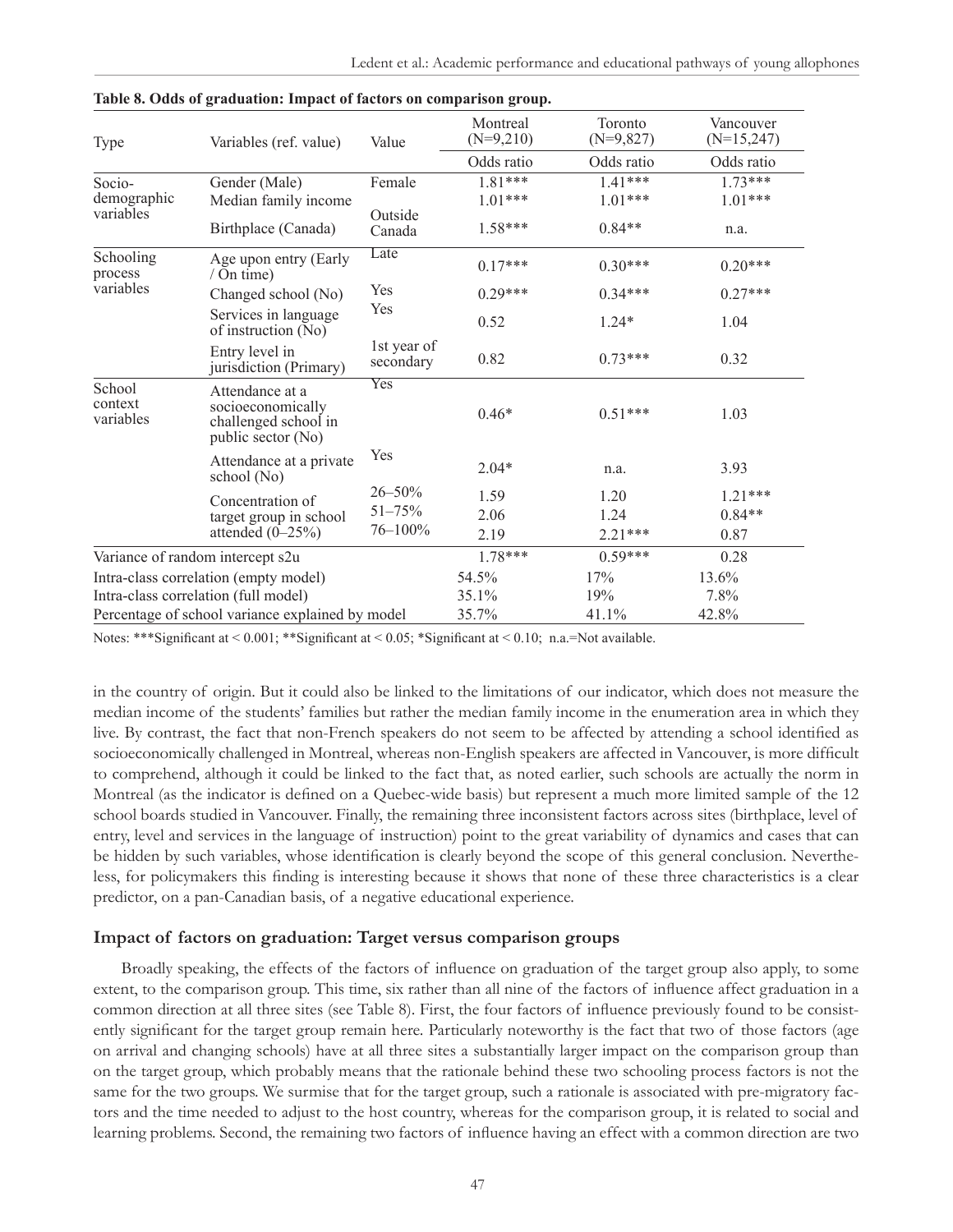**Table 8. Odds of graduation: Impact of factors on comparison group.**

| Type | Variables (ref. value) | Value | Montreal (N=9,210) | Toronto (N=9,827) | Vancouver (N=15,247) |
|---|---|---|---|---|---|
| | | | Odds ratio | Odds ratio | Odds ratio |
| Socio-demographic variables | Gender (Male) | Female | 1.81*** | 1.41*** | 1.73*** |
| | Median family income | | 1.01*** | 1.01*** | 1.01*** |
| | Birthplace (Canada) | Outside Canada | 1.58*** | 0.84** | n.a. |
| Schooling process variables | Age upon entry (Early / On time) | Late | 0.17*** | 0.30*** | 0.20*** |
| | Changed school (No) | Yes | 0.29*** | 0.34*** | 0.27*** |
| | Services in language of instruction (No) | Yes | 0.52 | 1.24* | 1.04 |
| | Entry level in jurisdiction (Primary) | 1st year of secondary | 0.82 | 0.73*** | 0.32 |
| School context variables | Attendance at a socioeconomically challenged school in public sector (No) | Yes | 0.46* | 0.51*** | 1.03 |
| | Attendance at a private school (No) | Yes | 2.04* | n.a. | 3.93 |
| | Concentration of target group in school attended (0–25%) | 26–50% | 1.59 | 1.20 | 1.21*** |
| | | 51–75% | 2.06 | 1.24 | 0.84** |
| | | 76–100% | 2.19 | 2.21*** | 0.87 |
| Variance of random intercept s2u | | | 1.78*** | 0.59*** | 0.28 |
| Intra-class correlation (empty model) | | | 54.5% | 17% | 13.6% |
| Intra-class correlation (full model) | | | 35.1% | 19% | 7.8% |
| Percentage of school variance explained by model | | | 35.7% | 41.1% | 42.8% |

Notes: ***Significant at < 0.001; **Significant at < 0.05; *Significant at < 0.10; n.a.=Not available.

in the country of origin. But it could also be linked to the limitations of our indicator, which does not measure the median income of the students' families but rather the median family income in the enumeration area in which they live. By contrast, the fact that non-French speakers do not seem to be affected by attending a school identified as socioeconomically challenged in Montreal, whereas non-English speakers are affected in Vancouver, is more difficult to comprehend, although it could be linked to the fact that, as noted earlier, such schools are actually the norm in Montreal (as the indicator is defined on a Quebec-wide basis) but represent a much more limited sample of the 12 school boards studied in Vancouver. Finally, the remaining three inconsistent factors across sites (birthplace, level of entry, level and services in the language of instruction) point to the great variability of dynamics and cases that can be hidden by such variables, whose identification is clearly beyond the scope of this general conclusion. Nevertheless, for policymakers this finding is interesting because it shows that none of these three characteristics is a clear predictor, on a pan-Canadian basis, of a negative educational experience.

### Impact of factors on graduation: Target versus comparison groups

Broadly speaking, the effects of the factors of influence on graduation of the target group also apply, to some extent, to the comparison group. This time, six rather than all nine of the factors of influence affect graduation in a common direction at all three sites (see Table 8). First, the four factors of influence previously found to be consistently significant for the target group remain here. Particularly noteworthy is the fact that two of those factors (age on arrival and changing schools) have at all three sites a substantially larger impact on the comparison group than on the target group, which probably means that the rationale behind these two schooling process factors is not the same for the two groups. We surmise that for the target group, such a rationale is associated with pre-migratory factors and the time needed to adjust to the host country, whereas for the comparison group, it is related to social and learning problems. Second, the remaining two factors of influence having an effect with a common direction are two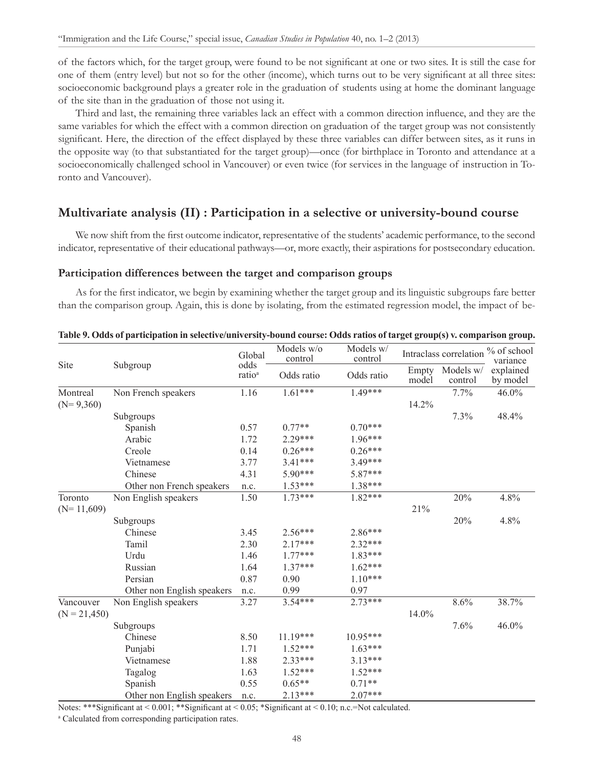of the factors which, for the target group, were found to be not significant at one or two sites. It is still the case for one of them (entry level) but not so for the other (income), which turns out to be very significant at all three sites: socioeconomic background plays a greater role in the graduation of students using at home the dominant language of the site than in the graduation of those not using it.

Third and last, the remaining three variables lack an effect with a common direction influence, and they are the same variables for which the effect with a common direction on graduation of the target group was not consistently significant. Here, the direction of the effect displayed by these three variables can differ between sites, as it runs in the opposite way (to that substantiated for the target group)—once (for birthplace in Toronto and attendance at a socioeconomically challenged school in Vancouver) or even twice (for services in the language of instruction in Toronto and Vancouver).

## Multivariate analysis (II) : Participation in a selective or university-bound course

We now shift from the first outcome indicator, representative of the students' academic performance, to the second indicator, representative of their educational pathways—or, more exactly, their aspirations for postsecondary education.

### Participation differences between the target and comparison groups

As for the first indicator, we begin by examining whether the target group and its linguistic subgroups fare better than the comparison group. Again, this is done by isolating, from the estimated regression model, the impact of be-

**Table 9. Odds of participation in selective/university-bound course: Odds ratios of target group(s) v. comparison group.**

| Site | Subgroup | Global odds ratio[a] | Models w/o control | Models w/ control | Intraclass correlation | | % of school variance |
|---|---|---|---|---|---|---|---|
| | | | Odds ratio | Odds ratio | Empty model | Models w/ control | explained by model |
| Montreal | Non French speakers | 1.16 | 1.61*** | 1.49*** | | 7.7% | 46.0% |
| (N= 9,360) | | | | | 14.2% | | |
| | Subgroups | | | | | 7.3% | 48.4% |
| | Spanish | 0.57 | 0.77** | 0.70*** | | | |
| | Arabic | 1.72 | 2.29*** | 1.96*** | | | |
| | Creole | 0.14 | 0.26*** | 0.26*** | | | |
| | Vietnamese | 3.77 | 3.41*** | 3.49*** | | | |
| | Chinese | 4.31 | 5.90*** | 5.87*** | | | |
| | Other non French speakers | n.c. | 1.53*** | 1.38*** | | | |
| Toronto | Non English speakers | 1.50 | 1.73*** | 1.82*** | | 20% | 4.8% |
| (N= 11,609) | | | | | 21% | | |
| | Subgroups | | | | | 20% | 4.8% |
| | Chinese | 3.45 | 2.56*** | 2.86*** | | | |
| | Tamil | 2.30 | 2.17*** | 2.32*** | | | |
| | Urdu | 1.46 | 1.77*** | 1.83*** | | | |
| | Russian | 1.64 | 1.37*** | 1.62*** | | | |
| | Persian | 0.87 | 0.90 | 1.10*** | | | |
| | Other non English speakers | n.c. | 0.99 | 0.97 | | | |
| Vancouver | Non English speakers | 3.27 | 3.54*** | 2.73*** | | 8.6% | 38.7% |
| (N = 21,450) | | | | | 14.0% | | |
| | Subgroups | | | | | 7.6% | 46.0% |
| | Chinese | 8.50 | 11.19*** | 10.95*** | | | |
| | Punjabi | 1.71 | 1.52*** | 1.63*** | | | |
| | Vietnamese | 1.88 | 2.33*** | 3.13*** | | | |
| | Tagalog | 1.63 | 1.52*** | 1.52*** | | | |
| | Spanish | 0.55 | 0.65** | 0.71** | | | |
| | Other non English speakers | n.c. | 2.13*** | 2.07*** | | | |

Notes: ***Significant at < 0.001; **Significant at < 0.05; *Significant at < 0.10; n.c.=Not calculated.

[a] Calculated from corresponding participation rates.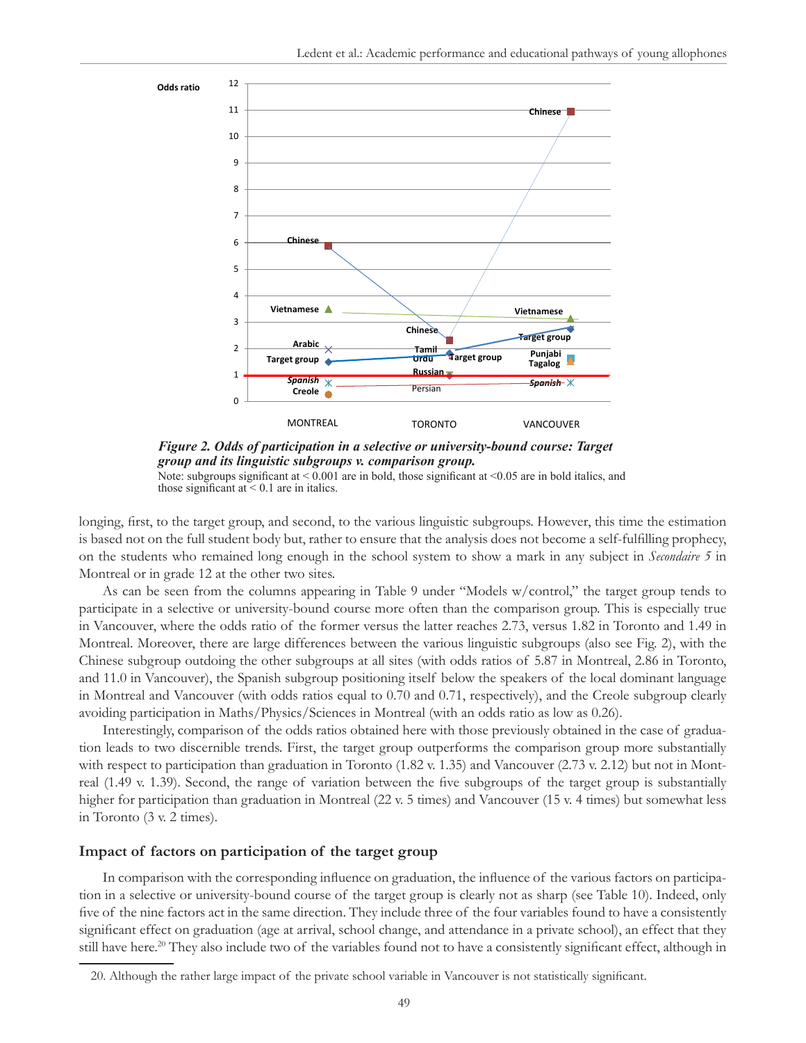**Figure 2. Odds of participation in a selective or university-bound course: Target group and its linguistic subgroups v. comparison group.**

Note: subgroups significant at < 0.001 are in bold, those significant at <0.05 are in bold italics, and those significant at < 0.1 are in italics.

longing, first, to the target group, and second, to the various linguistic subgroups. However, this time the estimation is based not on the full student body but, rather to ensure that the analysis does not become a self-fulfilling prophecy, on the students who remained long enough in the school system to show a mark in any subject in *Secondaire 5* in Montreal or in grade 12 at the other two sites.

As can be seen from the columns appearing in Table 9 under "Models w/control," the target group tends to participate in a selective or university-bound course more often than the comparison group. This is especially true in Vancouver, where the odds ratio of the former versus the latter reaches 2.73, versus 1.82 in Toronto and 1.49 in Montreal. Moreover, there are large differences between the various linguistic subgroups (also see Fig. 2), with the Chinese subgroup outdoing the other subgroups at all sites (with odds ratios of 5.87 in Montreal, 2.86 in Toronto, and 11.0 in Vancouver), the Spanish subgroup positioning itself below the speakers of the local dominant language in Montreal and Vancouver (with odds ratios equal to 0.70 and 0.71, respectively), and the Creole subgroup clearly avoiding participation in Maths/Physics/Sciences in Montreal (with an odds ratio as low as 0.26).

Interestingly, comparison of the odds ratios obtained here with those previously obtained in the case of graduation leads to two discernible trends. First, the target group outperforms the comparison group more substantially with respect to participation than graduation in Toronto (1.82 v. 1.35) and Vancouver (2.73 v. 2.12) but not in Montreal (1.49 v. 1.39). Second, the range of variation between the five subgroups of the target group is substantially higher for participation than graduation in Montreal (22 v. 5 times) and Vancouver (15 v. 4 times) but somewhat less in Toronto (3 v. 2 times).

## Impact of factors on participation of the target group

In comparison with the corresponding influence on graduation, the influence of the various factors on participation in a selective or university-bound course of the target group is clearly not as sharp (see Table 10). Indeed, only five of the nine factors act in the same direction. They include three of the four variables found to have a consistently significant effect on graduation (age at arrival, school change, and attendance in a private school), an effect that they still have here.[20] They also include two of the variables found not to have a consistently significant effect, although in

20. Although the rather large impact of the private school variable in Vancouver is not statistically significant.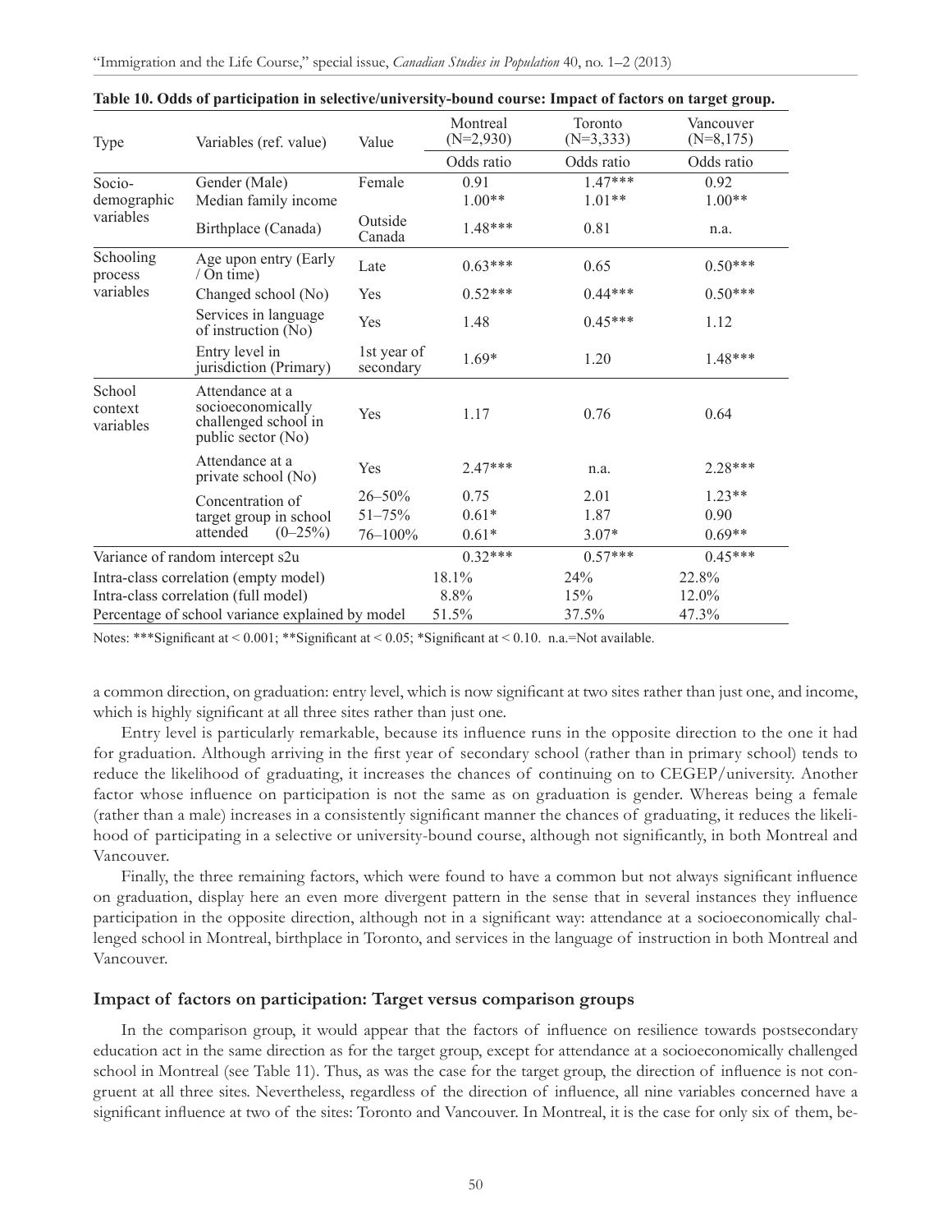**Table 10. Odds of participation in selective/university-bound course: Impact of factors on target group.**

| Type | Variables (ref. value) | Value | Montreal (N=2,930) | Toronto (N=3,333) | Vancouver (N=8,175) |
|---|---|---|---|---|---|
| | | | Odds ratio | Odds ratio | Odds ratio |
| Socio-demographic variables | Gender (Male) | Female | 0.91 | 1.47*** | 0.92 |
| | Median family income | | 1.00** | 1.01** | 1.00** |
| | Birthplace (Canada) | Outside Canada | 1.48*** | 0.81 | n.a. |
| Schooling process variables | Age upon entry (Early / On time) | Late | 0.63*** | 0.65 | 0.50*** |
| | Changed school (No) | Yes | 0.52*** | 0.44*** | 0.50*** |
| | Services in language of instruction (No) | Yes | 1.48 | 0.45*** | 1.12 |
| | Entry level in jurisdiction (Primary) | 1st year of secondary | 1.69* | 1.20 | 1.48*** |
| School context variables | Attendance at a socioeconomically challenged school in public sector (No) | Yes | 1.17 | 0.76 | 0.64 |
| | Attendance at a private school (No) | Yes | 2.47*** | n.a. | 2.28*** |
| | Concentration of target group in school attended (0–25%) | 26–50% | 0.75 | 2.01 | 1.23** |
| | | 51–75% | 0.61* | 1.87 | 0.90 |
| | | 76–100% | 0.61* | 3.07* | 0.69** |
| Variance of random intercept s2u | | | 0.32*** | 0.57*** | 0.45*** |
| Intra-class correlation (empty model) | | | 18.1% | 24% | 22.8% |
| Intra-class correlation (full model) | | | 8.8% | 15% | 12.0% |
| Percentage of school variance explained by model | | | 51.5% | 37.5% | 47.3% |

Notes: ***Significant at < 0.001; **Significant at < 0.05; *Significant at < 0.10. n.a.=Not available.

a common direction, on graduation: entry level, which is now significant at two sites rather than just one, and income, which is highly significant at all three sites rather than just one.

Entry level is particularly remarkable, because its influence runs in the opposite direction to the one it had for graduation. Although arriving in the first year of secondary school (rather than in primary school) tends to reduce the likelihood of graduating, it increases the chances of continuing on to CEGEP/university. Another factor whose influence on participation is not the same as on graduation is gender. Whereas being a female (rather than a male) increases in a consistently significant manner the chances of graduating, it reduces the likelihood of participating in a selective or university-bound course, although not significantly, in both Montreal and Vancouver.

Finally, the three remaining factors, which were found to have a common but not always significant influence on graduation, display here an even more divergent pattern in the sense that in several instances they influence participation in the opposite direction, although not in a significant way: attendance at a socioeconomically challenged school in Montreal, birthplace in Toronto, and services in the language of instruction in both Montreal and Vancouver.

### Impact of factors on participation: Target versus comparison groups

In the comparison group, it would appear that the factors of influence on resilience towards postsecondary education act in the same direction as for the target group, except for attendance at a socioeconomically challenged school in Montreal (see Table 11). Thus, as was the case for the target group, the direction of influence is not congruent at all three sites. Nevertheless, regardless of the direction of influence, all nine variables concerned have a significant influence at two of the sites: Toronto and Vancouver. In Montreal, it is the case for only six of them, be-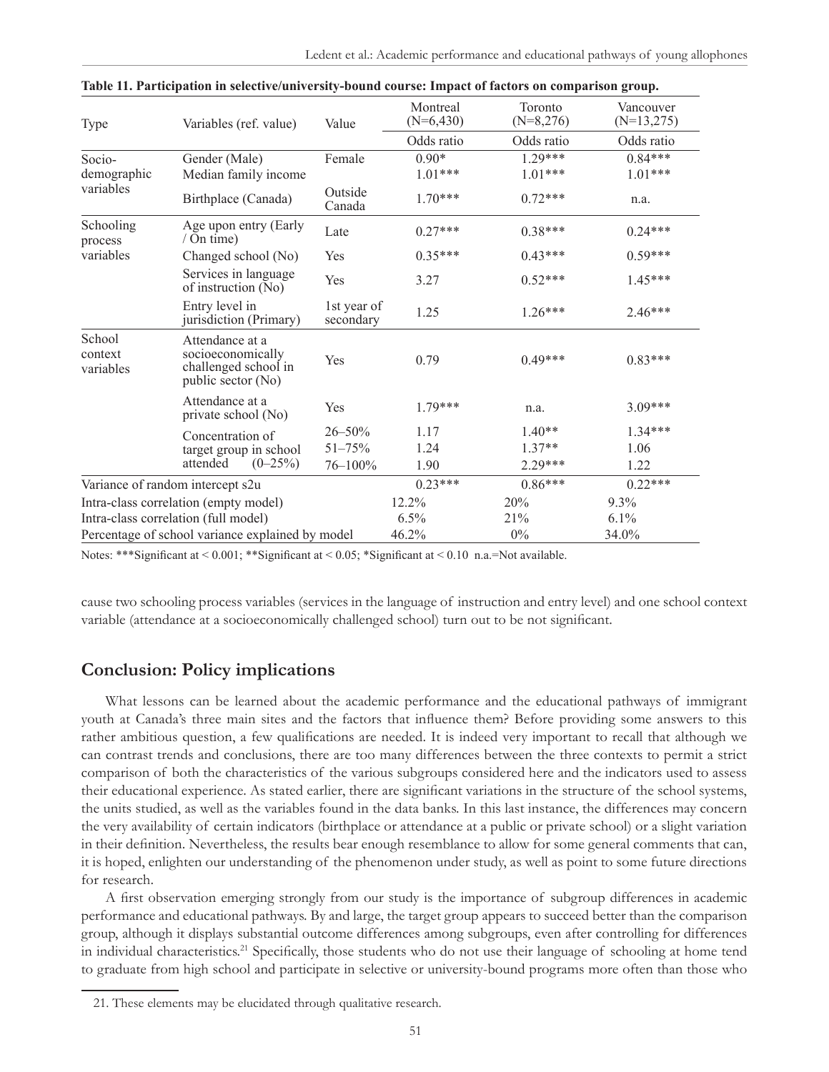**Table 11. Participation in selective/university-bound course: Impact of factors on comparison group.**

| Type | Variables (ref. value) | Value | Montreal (N=6,430) | Toronto (N=8,276) | Vancouver (N=13,275) |
|---|---|---|---|---|---|
| | | | Odds ratio | Odds ratio | Odds ratio |
| Socio-demographic variables | Gender (Male) | Female | 0.90* | 1.29*** | 0.84*** |
| | Median family income | | 1.01*** | 1.01*** | 1.01*** |
| | Birthplace (Canada) | Outside Canada | 1.70*** | 0.72*** | n.a. |
| Schooling process variables | Age upon entry (Early / On time) | Late | 0.27*** | 0.38*** | 0.24*** |
| | Changed school (No) | Yes | 0.35*** | 0.43*** | 0.59*** |
| | Services in language of instruction (No) | Yes | 3.27 | 0.52*** | 1.45*** |
| | Entry level in jurisdiction (Primary) | 1st year of secondary | 1.25 | 1.26*** | 2.46*** |
| School context variables | Attendance at a socioeconomically challenged school in public sector (No) | Yes | 0.79 | 0.49*** | 0.83*** |
| | Attendance at a private school (No) | Yes | 1.79*** | n.a. | 3.09*** |
| | Concentration of target group in school attended (0–25%) | 26–50% | 1.17 | 1.40** | 1.34*** |
| | | 51–75% | 1.24 | 1.37** | 1.06 |
| | | 76–100% | 1.90 | 2.29*** | 1.22 |
| Variance of random intercept s2u | | | 0.23*** | 0.86*** | 0.22*** |
| Intra-class correlation (empty model) | | | 12.2% | 20% | 9.3% |
| Intra-class correlation (full model) | | | 6.5% | 21% | 6.1% |
| Percentage of school variance explained by model | | | 46.2% | 0% | 34.0% |

Notes: ***Significant at < 0.001; **Significant at < 0.05; *Significant at < 0.10 n.a.=Not available.

cause two schooling process variables (services in the language of instruction and entry level) and one school context variable (attendance at a socioeconomically challenged school) turn out to be not significant.

## Conclusion: Policy implications

What lessons can be learned about the academic performance and the educational pathways of immigrant youth at Canada's three main sites and the factors that influence them? Before providing some answers to this rather ambitious question, a few qualifications are needed. It is indeed very important to recall that although we can contrast trends and conclusions, there are too many differences between the three contexts to permit a strict comparison of both the characteristics of the various subgroups considered here and the indicators used to assess their educational experience. As stated earlier, there are significant variations in the structure of the school systems, the units studied, as well as the variables found in the data banks. In this last instance, the differences may concern the very availability of certain indicators (birthplace or attendance at a public or private school) or a slight variation in their definition. Nevertheless, the results bear enough resemblance to allow for some general comments that can, it is hoped, enlighten our understanding of the phenomenon under study, as well as point to some future directions for research.

A first observation emerging strongly from our study is the importance of subgroup differences in academic performance and educational pathways. By and large, the target group appears to succeed better than the comparison group, although it displays substantial outcome differences among subgroups, even after controlling for differences in individual characteristics.[21] Specifically, those students who do not use their language of schooling at home tend to graduate from high school and participate in selective or university-bound programs more often than those who

21. These elements may be elucidated through qualitative research.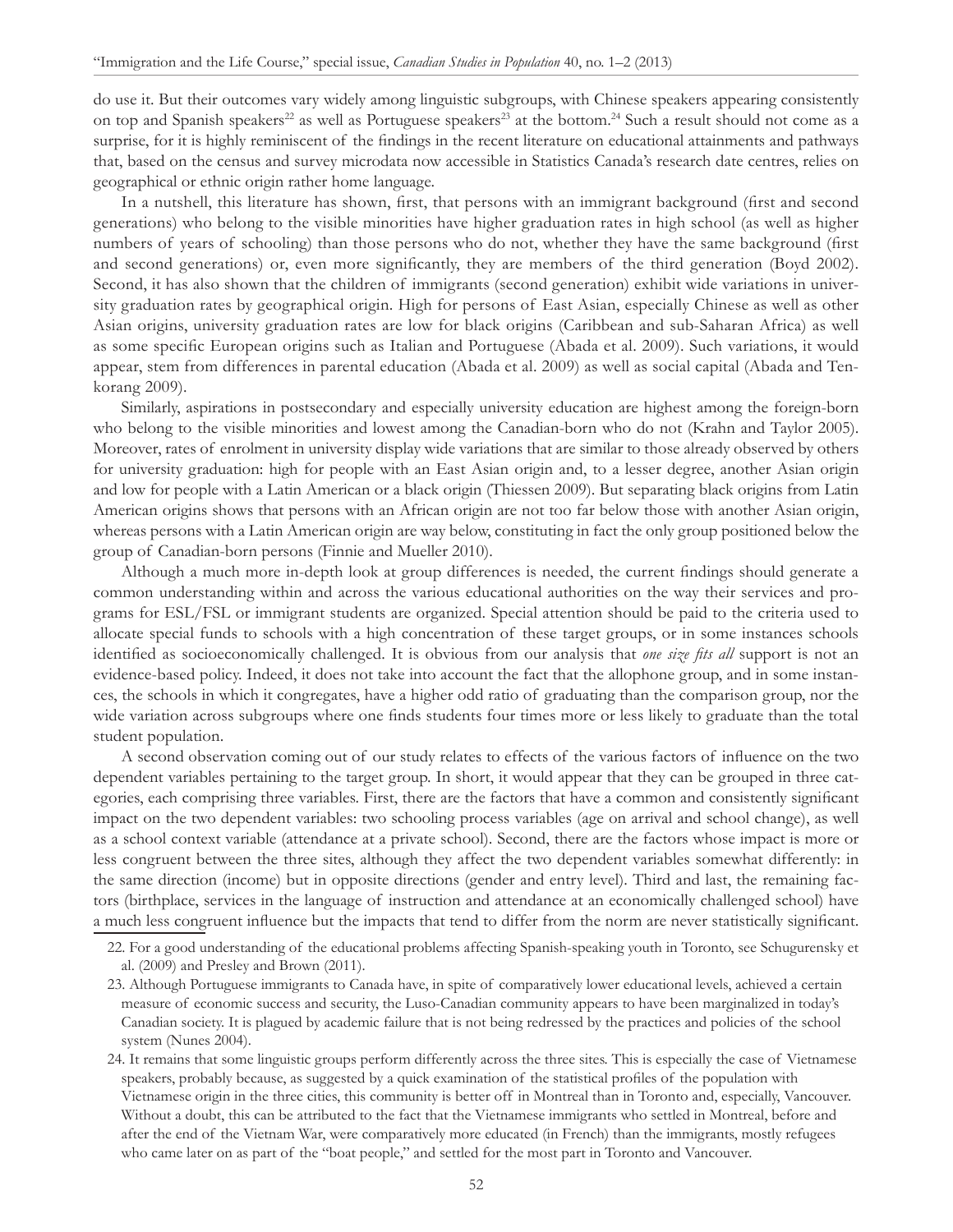do use it. But their outcomes vary widely among linguistic subgroups, with Chinese speakers appearing consistently on top and Spanish speakers[22] as well as Portuguese speakers[23] at the bottom.[24] Such a result should not come as a surprise, for it is highly reminiscent of the findings in the recent literature on educational attainments and pathways that, based on the census and survey microdata now accessible in Statistics Canada's research date centres, relies on geographical or ethnic origin rather home language.

In a nutshell, this literature has shown, first, that persons with an immigrant background (first and second generations) who belong to the visible minorities have higher graduation rates in high school (as well as higher numbers of years of schooling) than those persons who do not, whether they have the same background (first and second generations) or, even more significantly, they are members of the third generation (Boyd 2002). Second, it has also shown that the children of immigrants (second generation) exhibit wide variations in university graduation rates by geographical origin. High for persons of East Asian, especially Chinese as well as other Asian origins, university graduation rates are low for black origins (Caribbean and sub-Saharan Africa) as well as some specific European origins such as Italian and Portuguese (Abada et al. 2009). Such variations, it would appear, stem from differences in parental education (Abada et al. 2009) as well as social capital (Abada and Tenkorang 2009).

Similarly, aspirations in postsecondary and especially university education are highest among the foreign-born who belong to the visible minorities and lowest among the Canadian-born who do not (Krahn and Taylor 2005). Moreover, rates of enrolment in university display wide variations that are similar to those already observed by others for university graduation: high for people with an East Asian origin and, to a lesser degree, another Asian origin and low for people with a Latin American or a black origin (Thiessen 2009). But separating black origins from Latin American origins shows that persons with an African origin are not too far below those with another Asian origin, whereas persons with a Latin American origin are way below, constituting in fact the only group positioned below the group of Canadian-born persons (Finnie and Mueller 2010).

Although a much more in-depth look at group differences is needed, the current findings should generate a common understanding within and across the various educational authorities on the way their services and programs for ESL/FSL or immigrant students are organized. Special attention should be paid to the criteria used to allocate special funds to schools with a high concentration of these target groups, or in some instances schools identified as socioeconomically challenged. It is obvious from our analysis that *one size fits all* support is not an evidence-based policy. Indeed, it does not take into account the fact that the allophone group, and in some instances, the schools in which it congregates, have a higher odd ratio of graduating than the comparison group, nor the wide variation across subgroups where one finds students four times more or less likely to graduate than the total student population.

A second observation coming out of our study relates to effects of the various factors of influence on the two dependent variables pertaining to the target group. In short, it would appear that they can be grouped in three categories, each comprising three variables. First, there are the factors that have a common and consistently significant impact on the two dependent variables: two schooling process variables (age on arrival and school change), as well as a school context variable (attendance at a private school). Second, there are the factors whose impact is more or less congruent between the three sites, although they affect the two dependent variables somewhat differently: in the same direction (income) but in opposite directions (gender and entry level). Third and last, the remaining factors (birthplace, services in the language of instruction and attendance at an economically challenged school) have a much less congruent influence but the impacts that tend to differ from the norm are never statistically significant.

22. For a good understanding of the educational problems affecting Spanish-speaking youth in Toronto, see Schugurensky et al. (2009) and Presley and Brown (2011).

23. Although Portuguese immigrants to Canada have, in spite of comparatively lower educational levels, achieved a certain measure of economic success and security, the Luso-Canadian community appears to have been marginalized in today's Canadian society. It is plagued by academic failure that is not being redressed by the practices and policies of the school system (Nunes 2004).

24. It remains that some linguistic groups perform differently across the three sites. This is especially the case of Vietnamese speakers, probably because, as suggested by a quick examination of the statistical profiles of the population with Vietnamese origin in the three cities, this community is better off in Montreal than in Toronto and, especially, Vancouver. Without a doubt, this can be attributed to the fact that the Vietnamese immigrants who settled in Montreal, before and after the end of the Vietnam War, were comparatively more educated (in French) than the immigrants, mostly refugees who came later on as part of the "boat people," and settled for the most part in Toronto and Vancouver.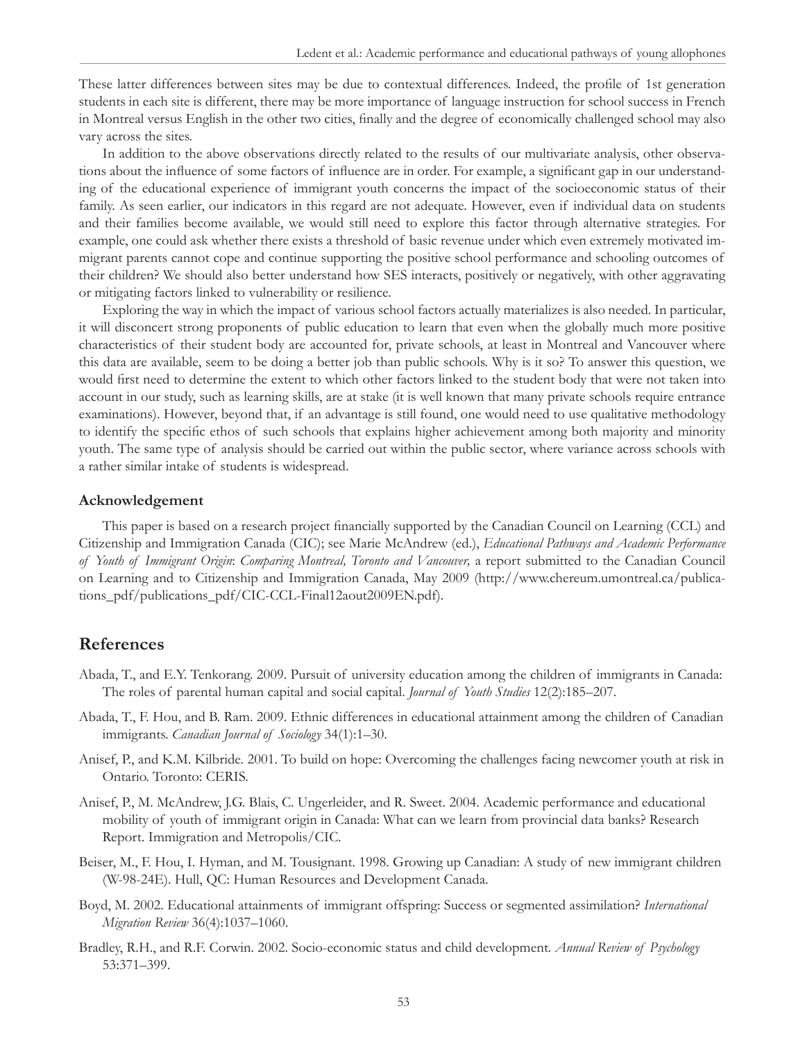These latter differences between sites may be due to contextual differences. Indeed, the profile of 1st generation students in each site is different, there may be more importance of language instruction for school success in French in Montreal versus English in the other two cities, finally and the degree of economically challenged school may also vary across the sites.

In addition to the above observations directly related to the results of our multivariate analysis, other observations about the influence of some factors of influence are in order. For example, a significant gap in our understanding of the educational experience of immigrant youth concerns the impact of the socioeconomic status of their family. As seen earlier, our indicators in this regard are not adequate. However, even if individual data on students and their families become available, we would still need to explore this factor through alternative strategies. For example, one could ask whether there exists a threshold of basic revenue under which even extremely motivated immigrant parents cannot cope and continue supporting the positive school performance and schooling outcomes of their children? We should also better understand how SES interacts, positively or negatively, with other aggravating or mitigating factors linked to vulnerability or resilience.

Exploring the way in which the impact of various school factors actually materializes is also needed. In particular, it will disconcert strong proponents of public education to learn that even when the globally much more positive characteristics of their student body are accounted for, private schools, at least in Montreal and Vancouver where this data are available, seem to be doing a better job than public schools. Why is it so? To answer this question, we would first need to determine the extent to which other factors linked to the student body that were not taken into account in our study, such as learning skills, are at stake (it is well known that many private schools require entrance examinations). However, beyond that, if an advantage is still found, one would need to use qualitative methodology to identify the specific ethos of such schools that explains higher achievement among both majority and minority youth. The same type of analysis should be carried out within the public sector, where variance across schools with a rather similar intake of students is widespread.

### Acknowledgement

This paper is based on a research project financially supported by the Canadian Council on Learning (CCL) and Citizenship and Immigration Canada (CIC); see Marie McAndrew (ed.), *Educational Pathways and Academic Performance of Youth of Immigrant Origin*: *Comparing Montreal, Toronto and Vancouver,* a report submitted to the Canadian Council on Learning and to Citizenship and Immigration Canada, May 2009 (http://www.chereum.umontreal.ca/publications_pdf/publications_pdf/CIC-CCL-Final12aout2009EN.pdf).

## References

Abada, T., and E.Y. Tenkorang. 2009. Pursuit of university education among the children of immigrants in Canada: The roles of parental human capital and social capital. *Journal of Youth Studies* 12(2):185–207.

Abada, T., F. Hou, and B. Ram. 2009. Ethnic differences in educational attainment among the children of Canadian immigrants. *Canadian Journal of Sociology* 34(1):1–30.

Anisef, P., and K.M. Kilbride. 2001. To build on hope: Overcoming the challenges facing newcomer youth at risk in Ontario. Toronto: CERIS.

Anisef, P., M. McAndrew, J.G. Blais, C. Ungerleider, and R. Sweet. 2004. Academic performance and educational mobility of youth of immigrant origin in Canada: What can we learn from provincial data banks? Research Report. Immigration and Metropolis/CIC.

Beiser, M., F. Hou, I. Hyman, and M. Tousignant. 1998. Growing up Canadian: A study of new immigrant children (W-98-24E). Hull, QC: Human Resources and Development Canada.

Boyd, M. 2002. Educational attainments of immigrant offspring: Success or segmented assimilation? *International Migration Review* 36(4):1037–1060.

Bradley, R.H., and R.F. Corwin. 2002. Socio-economic status and child development. *Annual Review of Psychology* 53:371–399.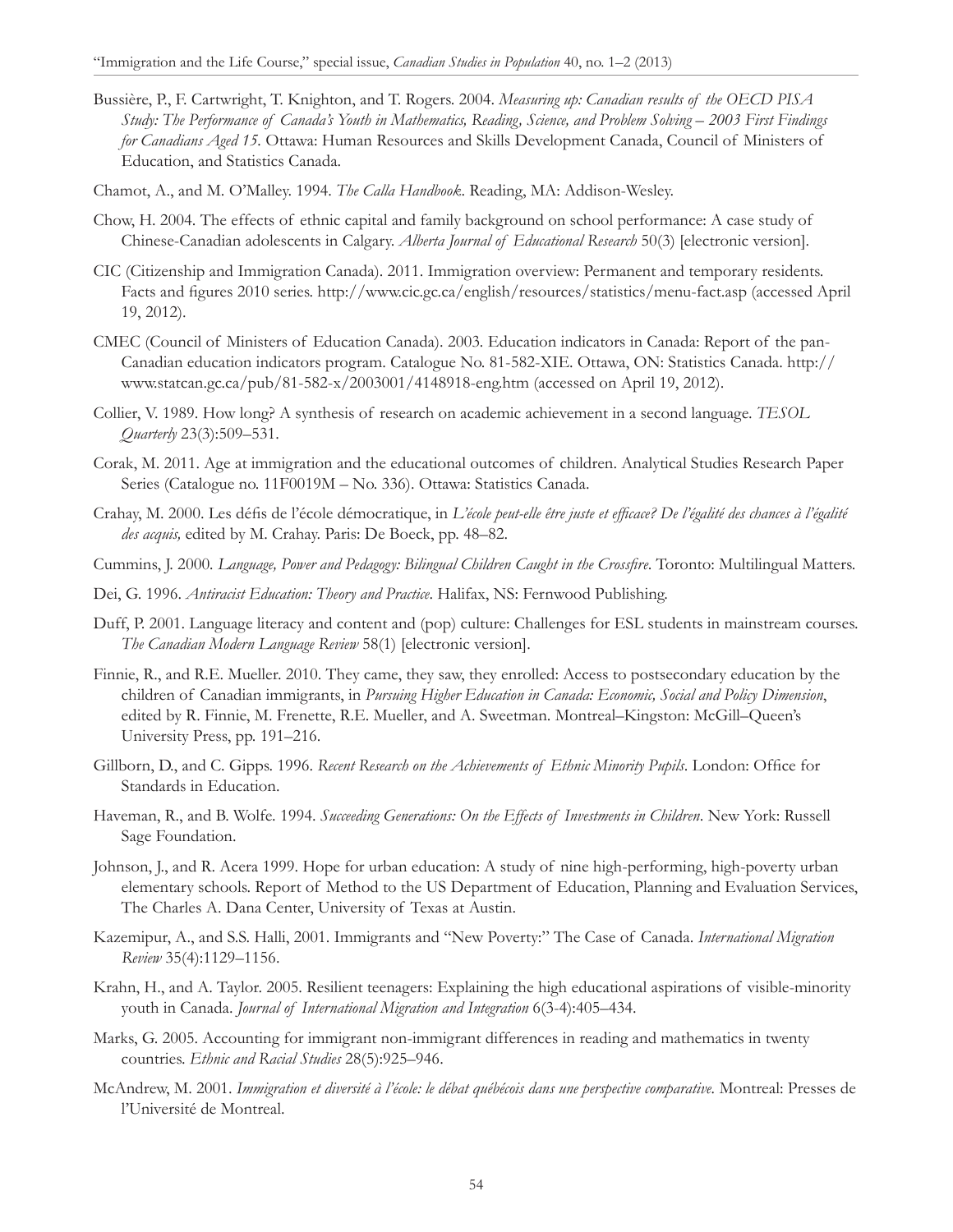Bussière, P., F. Cartwright, T. Knighton, and T. Rogers. 2004. *Measuring up: Canadian results of the OECD PISA Study: The Performance of Canada's Youth in Mathematics, Reading, Science, and Problem Solving – 2003 First Findings for Canadians Aged 15.* Ottawa: Human Resources and Skills Development Canada, Council of Ministers of Education, and Statistics Canada.

Chamot, A., and M. O'Malley. 1994. *The Calla Handbook*. Reading, MA: Addison-Wesley.

Chow, H. 2004. The effects of ethnic capital and family background on school performance: A case study of Chinese-Canadian adolescents in Calgary. *Alberta Journal of Educational Research* 50(3) [electronic version].

CIC (Citizenship and Immigration Canada). 2011. Immigration overview: Permanent and temporary residents. Facts and figures 2010 series. http://www.cic.gc.ca/english/resources/statistics/menu-fact.asp (accessed April 19, 2012).

CMEC (Council of Ministers of Education Canada). 2003. Education indicators in Canada: Report of the pan-Canadian education indicators program. Catalogue No. 81-582-XIE. Ottawa, ON: Statistics Canada. http://www.statcan.gc.ca/pub/81-582-x/2003001/4148918-eng.htm (accessed on April 19, 2012).

Collier, V. 1989. How long? A synthesis of research on academic achievement in a second language. *TESOL Quarterly* 23(3):509–531.

Corak, M. 2011. Age at immigration and the educational outcomes of children. Analytical Studies Research Paper Series (Catalogue no. 11F0019M – No. 336). Ottawa: Statistics Canada.

Crahay, M. 2000. Les défis de l'école démocratique, in *L'école peut-elle être juste et efficace? De l'égalité des chances à l'égalité des acquis,* edited by M. Crahay. Paris: De Boeck, pp. 48–82.

Cummins, J. 2000. *Language, Power and Pedagogy: Bilingual Children Caught in the Crossfire*. Toronto: Multilingual Matters.

Dei, G. 1996. *Antiracist Education: Theory and Practice*. Halifax, NS: Fernwood Publishing.

Duff, P. 2001. Language literacy and content and (pop) culture: Challenges for ESL students in mainstream courses. *The Canadian Modern Language Review* 58(1) [electronic version].

Finnie, R., and R.E. Mueller. 2010. They came, they saw, they enrolled: Access to postsecondary education by the children of Canadian immigrants, in *Pursuing Higher Education in Canada: Economic, Social and Policy Dimension*, edited by R. Finnie, M. Frenette, R.E. Mueller, and A. Sweetman. Montreal–Kingston: McGill–Queen's University Press, pp. 191–216.

Gillborn, D., and C. Gipps. 1996. *Recent Research on the Achievements of Ethnic Minority Pupils*. London: Office for Standards in Education.

Haveman, R., and B. Wolfe. 1994. *Succeeding Generations: On the Effects of Investments in Children*. New York: Russell Sage Foundation.

Johnson, J., and R. Acera 1999. Hope for urban education: A study of nine high-performing, high-poverty urban elementary schools. Report of Method to the US Department of Education, Planning and Evaluation Services, The Charles A. Dana Center, University of Texas at Austin.

Kazemipur, A., and S.S. Halli, 2001. Immigrants and "New Poverty:" The Case of Canada. *International Migration Review* 35(4):1129–1156.

Krahn, H., and A. Taylor. 2005. Resilient teenagers: Explaining the high educational aspirations of visible-minority youth in Canada. *Journal of International Migration and Integration* 6(3-4):405–434.

Marks, G. 2005. Accounting for immigrant non-immigrant differences in reading and mathematics in twenty countries. *Ethnic and Racial Studies* 28(5):925–946.

McAndrew, M. 2001. *Immigration et diversité à l'école: le débat québécois dans une perspective comparative*. Montreal: Presses de l'Université de Montreal.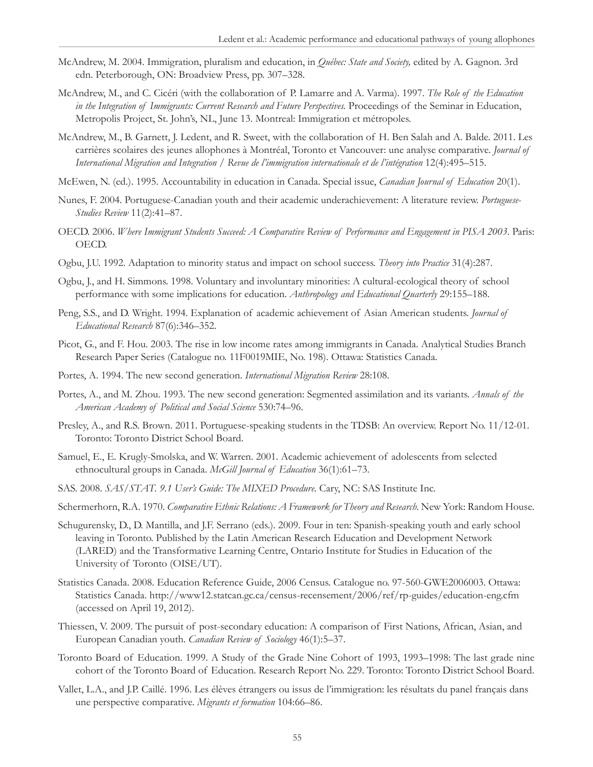McAndrew, M. 2004. Immigration, pluralism and education, in *Québec: State and Society,* edited by A. Gagnon. 3rd edn. Peterborough, ON: Broadview Press, pp. 307–328.

McAndrew, M., and C. Cicéri (with the collaboration of P. Lamarre and A. Varma). 1997. *The Role of the Education in the Integration of Immigrants: Current Research and Future Perspectives.* Proceedings of the Seminar in Education, Metropolis Project, St. John's, NL, June 13. Montreal: Immigration et métropoles.

McAndrew, M., B. Garnett, J. Ledent, and R. Sweet, with the collaboration of H. Ben Salah and A. Balde. 2011. Les carrières scolaires des jeunes allophones à Montréal, Toronto et Vancouver: une analyse comparative. *Journal of International Migration and Integration / Revue de l'immigration internationale et de l'intégration* 12(4):495–515.

McEwen, N. (ed.). 1995. Accountability in education in Canada. Special issue, *Canadian Journal of Education* 20(1).

Nunes, F. 2004. Portuguese-Canadian youth and their academic underachievement: A literature review. *Portuguese-Studies Review* 11(2):41–87.

OECD. 2006. *Where Immigrant Students Succeed: A Comparative Review of Performance and Engagement in PISA 2003*. Paris: OECD.

Ogbu, J.U. 1992. Adaptation to minority status and impact on school success. *Theory into Practice* 31(4):287.

Ogbu, J., and H. Simmons. 1998. Voluntary and involuntary minorities: A cultural-ecological theory of school performance with some implications for education. *Anthropology and Educational Quarterly* 29:155–188.

Peng, S.S., and D. Wright. 1994. Explanation of academic achievement of Asian American students. *Journal of Educational Research* 87(6):346–352.

Picot, G., and F. Hou. 2003. The rise in low income rates among immigrants in Canada. Analytical Studies Branch Research Paper Series (Catalogue no. 11F0019MIE, No. 198). Ottawa: Statistics Canada.

Portes, A. 1994. The new second generation. *International Migration Review* 28:108.

Portes, A., and M. Zhou. 1993. The new second generation: Segmented assimilation and its variants. *Annals of the American Academy of Political and Social Science* 530:74–96.

Presley, A., and R.S. Brown. 2011. Portuguese-speaking students in the TDSB: An overview. Report No. 11/12-01. Toronto: Toronto District School Board.

Samuel, E., E. Krugly-Smolska, and W. Warren. 2001. Academic achievement of adolescents from selected ethnocultural groups in Canada. *McGill Journal of Education* 36(1):61–73.

SAS. 2008. *SAS/STAT. 9.1 User's Guide: The MIXED Procedure.* Cary, NC: SAS Institute Inc.

Schermerhorn, R.A. 1970. *Comparative Ethnic Relations: A Framework for Theory and Research.* New York: Random House.

Schugurensky, D., D. Mantilla, and J.F. Serrano (eds.). 2009. Four in ten: Spanish-speaking youth and early school leaving in Toronto. Published by the Latin American Research Education and Development Network (LARED) and the Transformative Learning Centre, Ontario Institute for Studies in Education of the University of Toronto (OISE/UT).

Statistics Canada. 2008. Education Reference Guide, 2006 Census. Catalogue no. 97-560-GWE2006003. Ottawa: Statistics Canada. http://www12.statcan.gc.ca/census-recensement/2006/ref/rp-guides/education-eng.cfm (accessed on April 19, 2012).

Thiessen, V. 2009. The pursuit of post-secondary education: A comparison of First Nations, African, Asian, and European Canadian youth. *Canadian Review of Sociology* 46(1):5–37.

Toronto Board of Education. 1999. A Study of the Grade Nine Cohort of 1993, 1993–1998: The last grade nine cohort of the Toronto Board of Education. Research Report No. 229. Toronto: Toronto District School Board.

Vallet, L.A., and J.P. Caillé. 1996. Les élèves étrangers ou issus de l'immigration: les résultats du panel français dans une perspective comparative. *Migrants et formation* 104:66–86.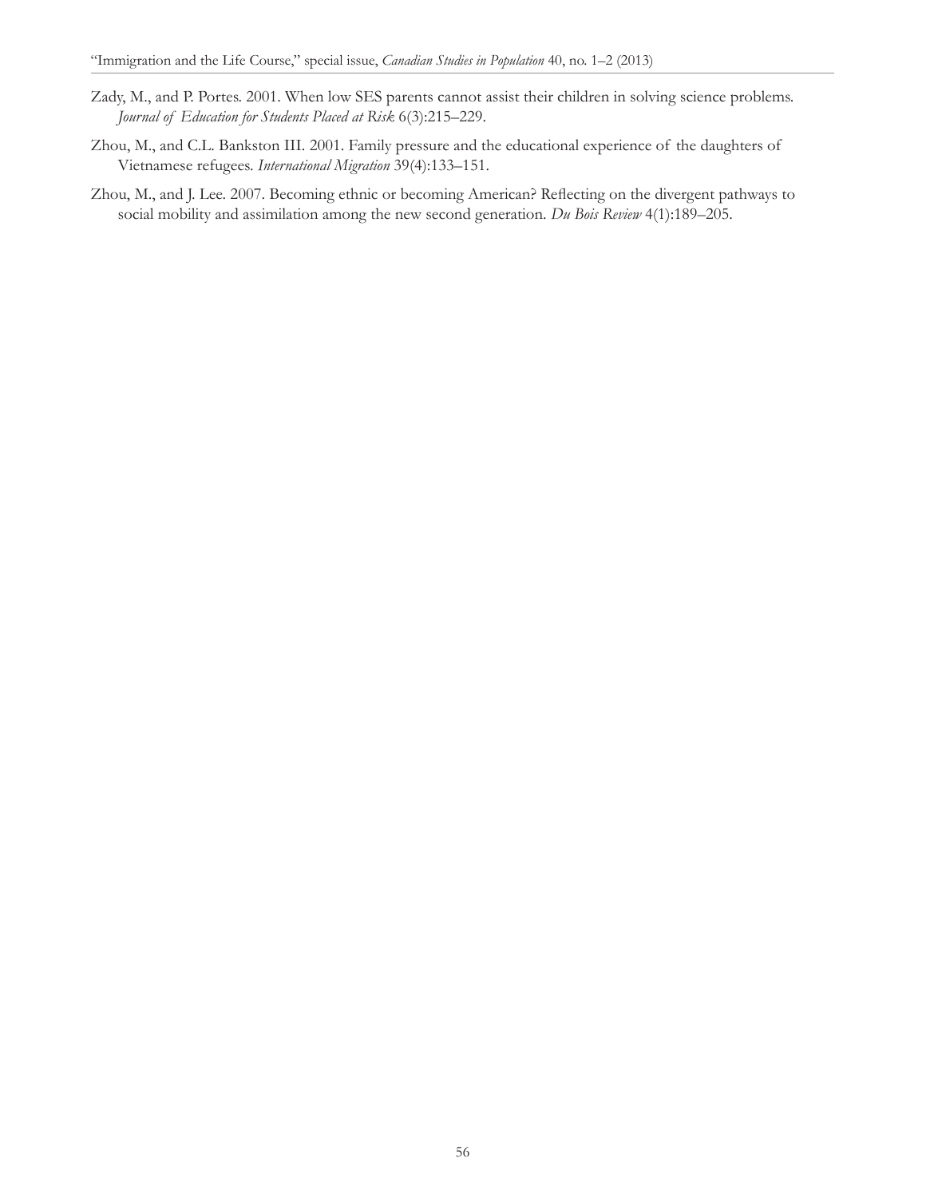Zady, M., and P. Portes. 2001. When low SES parents cannot assist their children in solving science problems. *Journal of Education for Students Placed at Risk* 6(3):215–229.

Zhou, M., and C.L. Bankston III. 2001. Family pressure and the educational experience of the daughters of Vietnamese refugees. *International Migration* 39(4):133–151.

Zhou, M., and J. Lee. 2007. Becoming ethnic or becoming American? Reflecting on the divergent pathways to social mobility and assimilation among the new second generation. *Du Bois Review* 4(1):189–205.